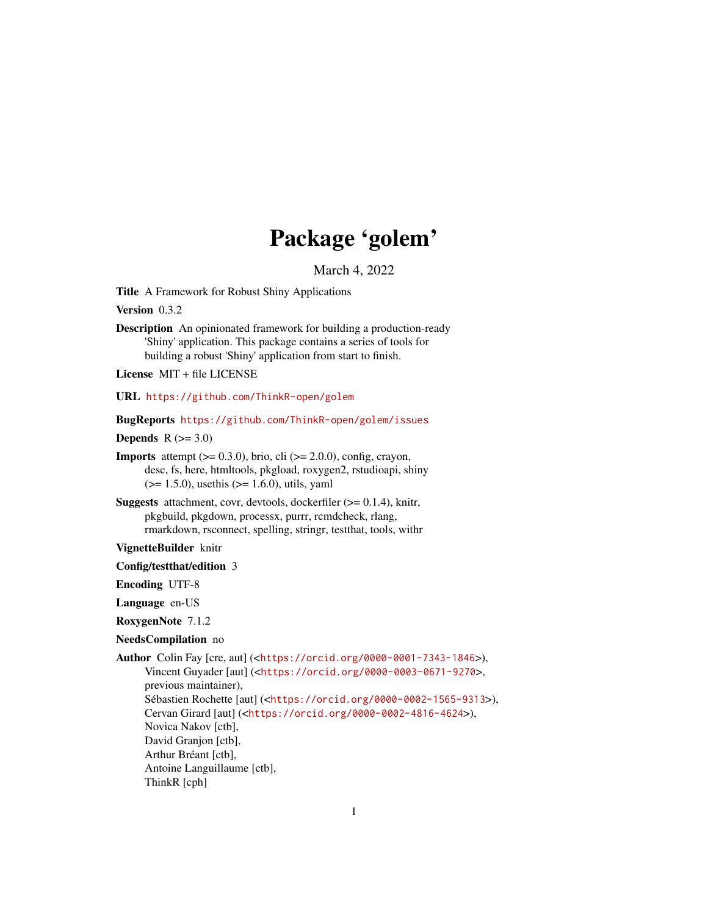# Package 'golem'

March 4, 2022

**Title** A Framework for Robust Shiny Applications

**Version** 0.3.2

**Description** An opinionated framework for building a production-ready 'Shiny' application. This package contains a series of tools for building a robust 'Shiny' application from start to finish.

**License** MIT + file LICENSE

**URL** https://github.com/ThinkR-open/golem

**BugReports** https://github.com/ThinkR-open/golem/issues

**Depends** R (>= 3.0)

**Imports** attempt (>= 0.3.0), brio, cli (>= 2.0.0), config, crayon, desc, fs, here, htmltools, pkgload, roxygen2, rstudioapi, shiny (>= 1.5.0), usethis (>= 1.6.0), utils, yaml

**Suggests** attachment, covr, devtools, dockerfiler (>= 0.1.4), knitr, pkgbuild, pkgdown, processx, purrr, rcmdcheck, rlang, rmarkdown, rsconnect, spelling, stringr, testthat, tools, withr

**VignetteBuilder** knitr

**Config/testthat/edition** 3

**Encoding** UTF-8

**Language** en-US

**RoxygenNote** 7.1.2

**NeedsCompilation** no

**Author** Colin Fay [cre, aut] (<https://orcid.org/0000-0001-7343-1846>),
Vincent Guyader [aut] (<https://orcid.org/0000-0003-0671-9270>, previous maintainer),
Sébastien Rochette [aut] (<https://orcid.org/0000-0002-1565-9313>),
Cervan Girard [aut] (<https://orcid.org/0000-0002-4816-4624>),
Novica Nakov [ctb],
David Granjon [ctb],
Arthur Bréant [ctb],
Antoine Languillaume [ctb],
ThinkR [cph]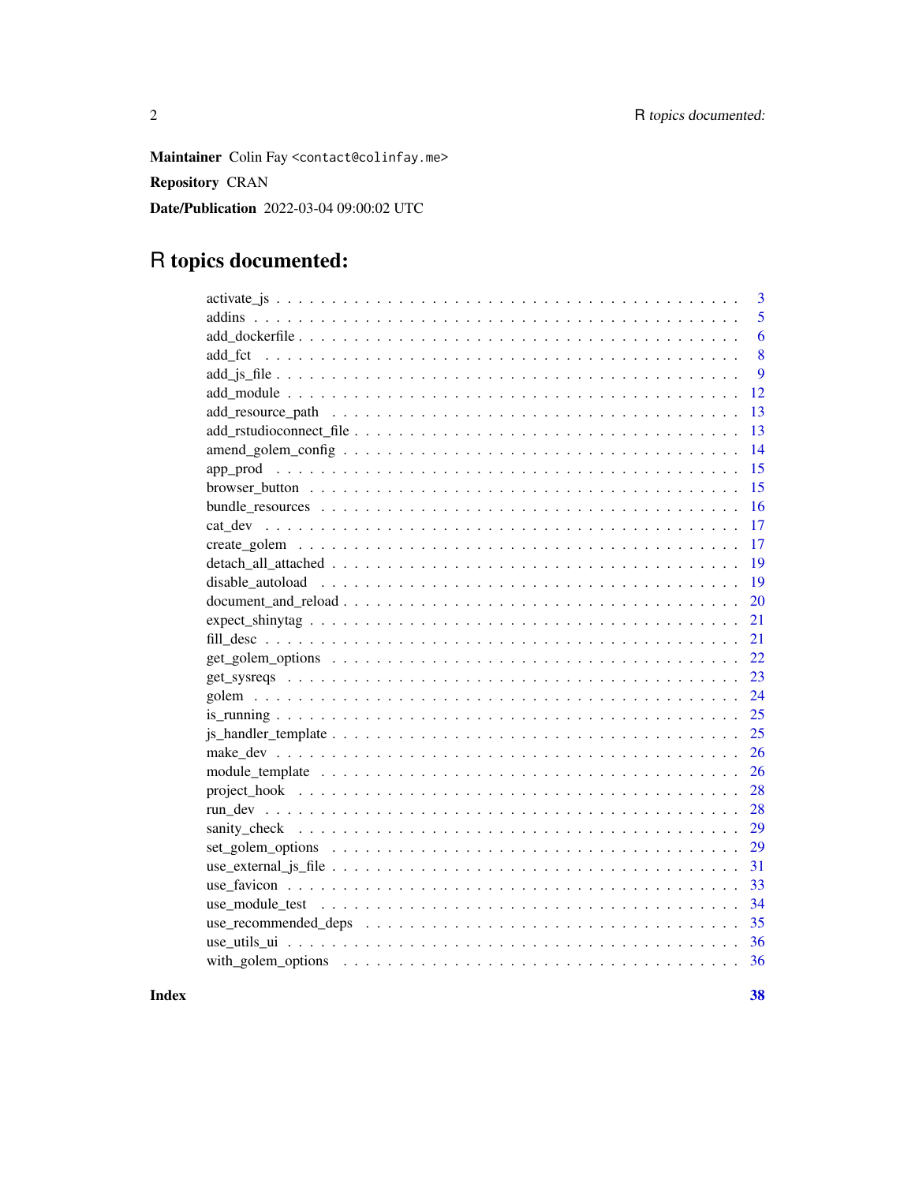**Maintainer** Colin Fay <contact@colinfay.me>

**Repository** CRAN

**Date/Publication** 2022-03-04 09:00:02 UTC

# R topics documented:

| | |
|---|---|
| activate_js | 3 |
| addins | 5 |
| add_dockerfile | 6 |
| add_fct | 8 |
| add_js_file | 9 |
| add_module | 12 |
| add_resource_path | 13 |
| add_rstudioconnect_file | 13 |
| amend_golem_config | 14 |
| app_prod | 15 |
| browser_button | 15 |
| bundle_resources | 16 |
| cat_dev | 17 |
| create_golem | 17 |
| detach_all_attached | 19 |
| disable_autoload | 19 |
| document_and_reload | 20 |
| expect_shinytag | 21 |
| fill_desc | 21 |
| get_golem_options | 22 |
| get_sysreqs | 23 |
| golem | 24 |
| is_running | 25 |
| js_handler_template | 25 |
| make_dev | 26 |
| module_template | 26 |
| project_hook | 28 |
| run_dev | 28 |
| sanity_check | 29 |
| set_golem_options | 29 |
| use_external_js_file | 31 |
| use_favicon | 33 |
| use_module_test | 34 |
| use_recommended_deps | 35 |
| use_utils_ui | 36 |
| with_golem_options | 36 |

**Index** **38**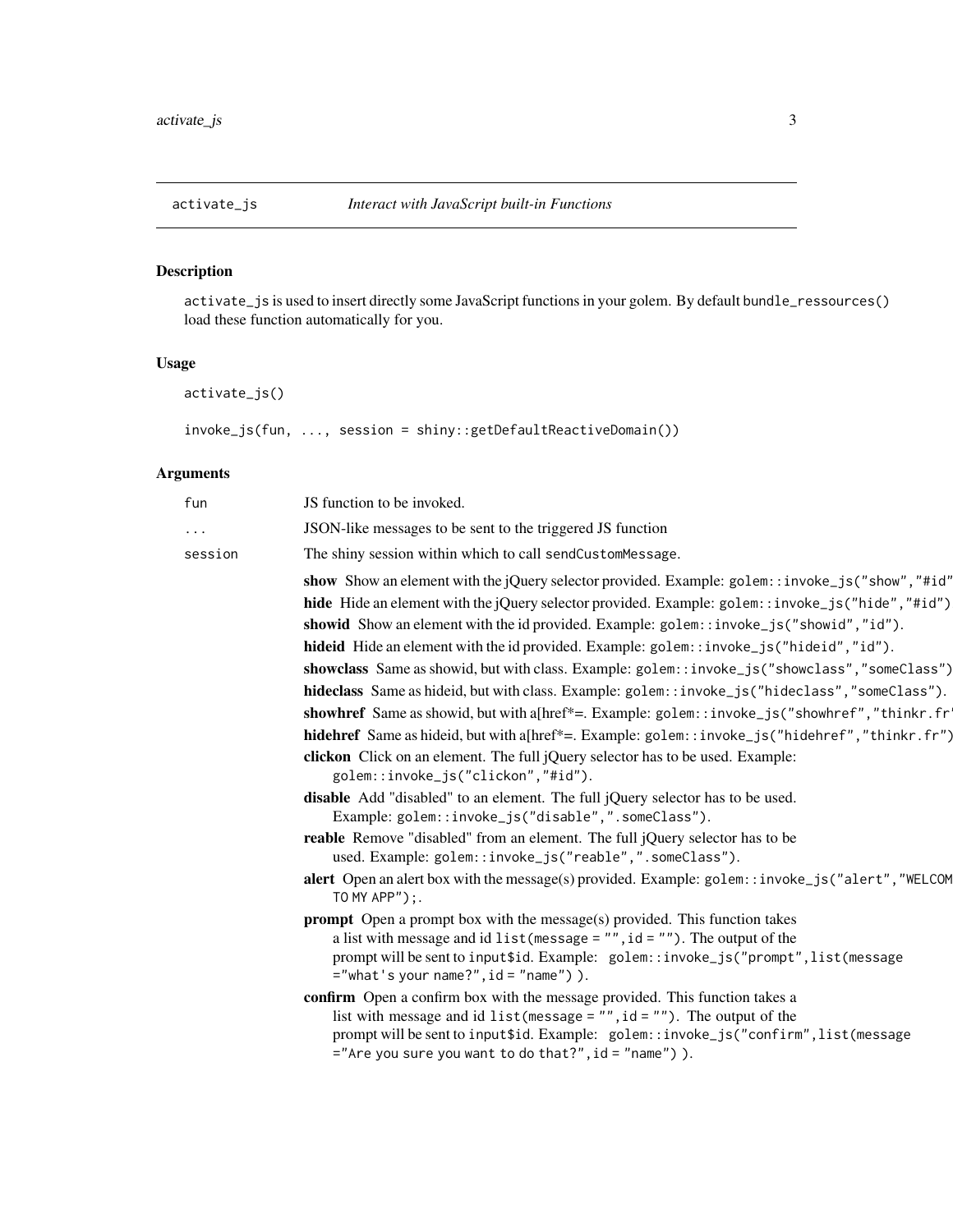## activate_js — *Interact with JavaScript built-in Functions*

### Description

`activate_js` is used to insert directly some JavaScript functions in your golem. By default `bundle_ressources()` load these function automatically for you.

### Usage

```
activate_js()

invoke_js(fun, ..., session = shiny::getDefaultReactiveDomain())
```

### Arguments

| | |
|---|---|
| `fun` | JS function to be invoked. |
| `...` | JSON-like messages to be sent to the triggered JS function |
| `session` | The shiny session within which to call `sendCustomMessage`. |

- **show** Show an element with the jQuery selector provided. Example: `golem::invoke_js("show","#id"`
- **hide** Hide an element with the jQuery selector provided. Example: `golem::invoke_js("hide","#id")`
- **showid** Show an element with the id provided. Example: `golem::invoke_js("showid","id")`.
- **hideid** Hide an element with the id provided. Example: `golem::invoke_js("hideid","id")`.
- **showclass** Same as showid, but with class. Example: `golem::invoke_js("showclass","someClass")`
- **hideclass** Same as hideid, but with class. Example: `golem::invoke_js("hideclass","someClass")`.
- **showhref** Same as showid, but with a[href*=. Example: `golem::invoke_js("showhref","thinkr.fr`
- **hidehref** Same as hideid, but with a[href*=. Example: `golem::invoke_js("hidehref","thinkr.fr")`
- **clickon** Click on an element. The full jQuery selector has to be used. Example: `golem::invoke_js("clickon","#id")`.
- **disable** Add "disabled" to an element. The full jQuery selector has to be used. Example: `golem::invoke_js("disable",".someClass")`.
- **reable** Remove "disabled" from an element. The full jQuery selector has to be used. Example: `golem::invoke_js("reable",".someClass")`.
- **alert** Open an alert box with the message(s) provided. Example: `golem::invoke_js("alert","WELCOM TO MY APP");`.
- **prompt** Open a prompt box with the message(s) provided. This function takes a list with message and id `list(message = "",id = "")`. The output of the prompt will be sent to `input$id`. Example: `golem::invoke_js("prompt",list(message ="what's your name?",id = "name") )`.
- **confirm** Open a confirm box with the message provided. This function takes a list with message and id `list(message = "",id = "")`. The output of the prompt will be sent to `input$id`. Example: `golem::invoke_js("confirm",list(message ="Are you sure you want to do that?",id = "name") )`.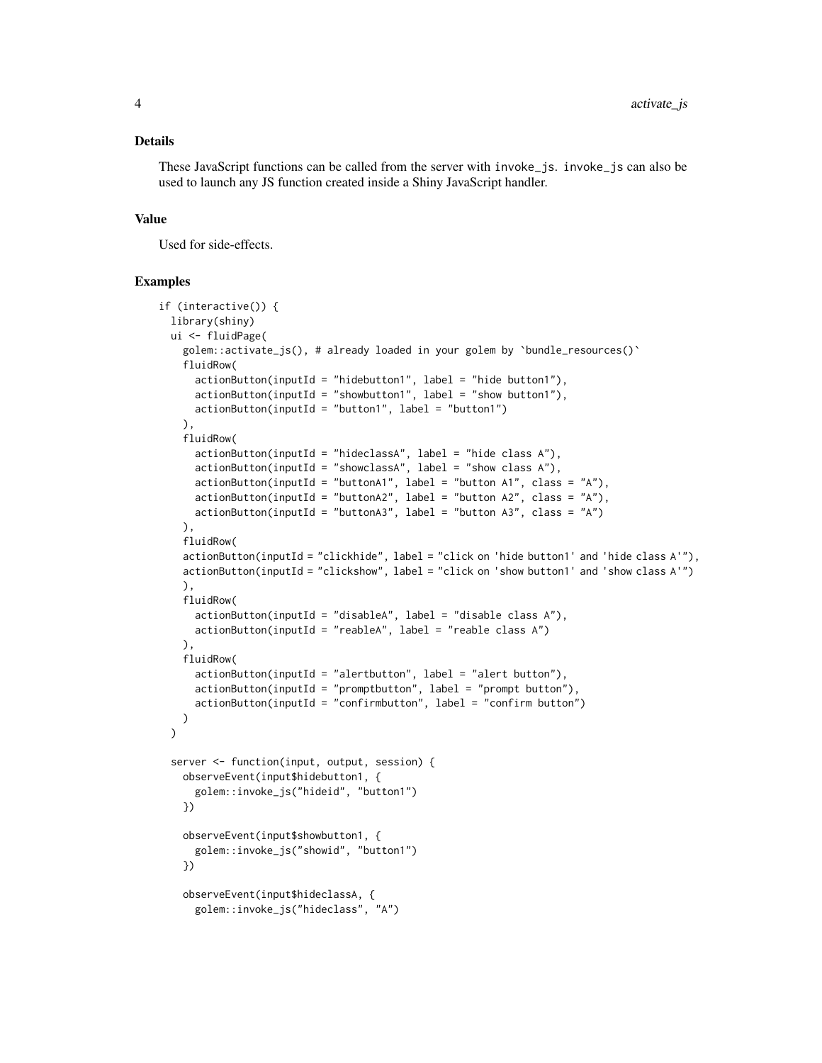### Details

These JavaScript functions can be called from the server with `invoke_js`. `invoke_js` can also be used to launch any JS function created inside a Shiny JavaScript handler.

### Value

Used for side-effects.

### Examples

```
if (interactive()) {
  library(shiny)
  ui <- fluidPage(
    golem::activate_js(), # already loaded in your golem by `bundle_resources()`
    fluidRow(
      actionButton(inputId = "hidebutton1", label = "hide button1"),
      actionButton(inputId = "showbutton1", label = "show button1"),
      actionButton(inputId = "button1", label = "button1")
    ),
    fluidRow(
      actionButton(inputId = "hideclassA", label = "hide class A"),
      actionButton(inputId = "showclassA", label = "show class A"),
      actionButton(inputId = "buttonA1", label = "button A1", class = "A"),
      actionButton(inputId = "buttonA2", label = "button A2", class = "A"),
      actionButton(inputId = "buttonA3", label = "button A3", class = "A")
    ),
    fluidRow(
    actionButton(inputId = "clickhide", label = "click on 'hide button1' and 'hide class A'"),
    actionButton(inputId = "clickshow", label = "click on 'show button1' and 'show class A'")
    ),
    fluidRow(
      actionButton(inputId = "disableA", label = "disable class A"),
      actionButton(inputId = "reableA", label = "reable class A")
    ),
    fluidRow(
      actionButton(inputId = "alertbutton", label = "alert button"),
      actionButton(inputId = "promptbutton", label = "prompt button"),
      actionButton(inputId = "confirmbutton", label = "confirm button")
    )
  )

  server <- function(input, output, session) {
    observeEvent(input$hidebutton1, {
      golem::invoke_js("hideid", "button1")
    })

    observeEvent(input$showbutton1, {
      golem::invoke_js("showid", "button1")
    })

    observeEvent(input$hideclassA, {
      golem::invoke_js("hideclass", "A")
```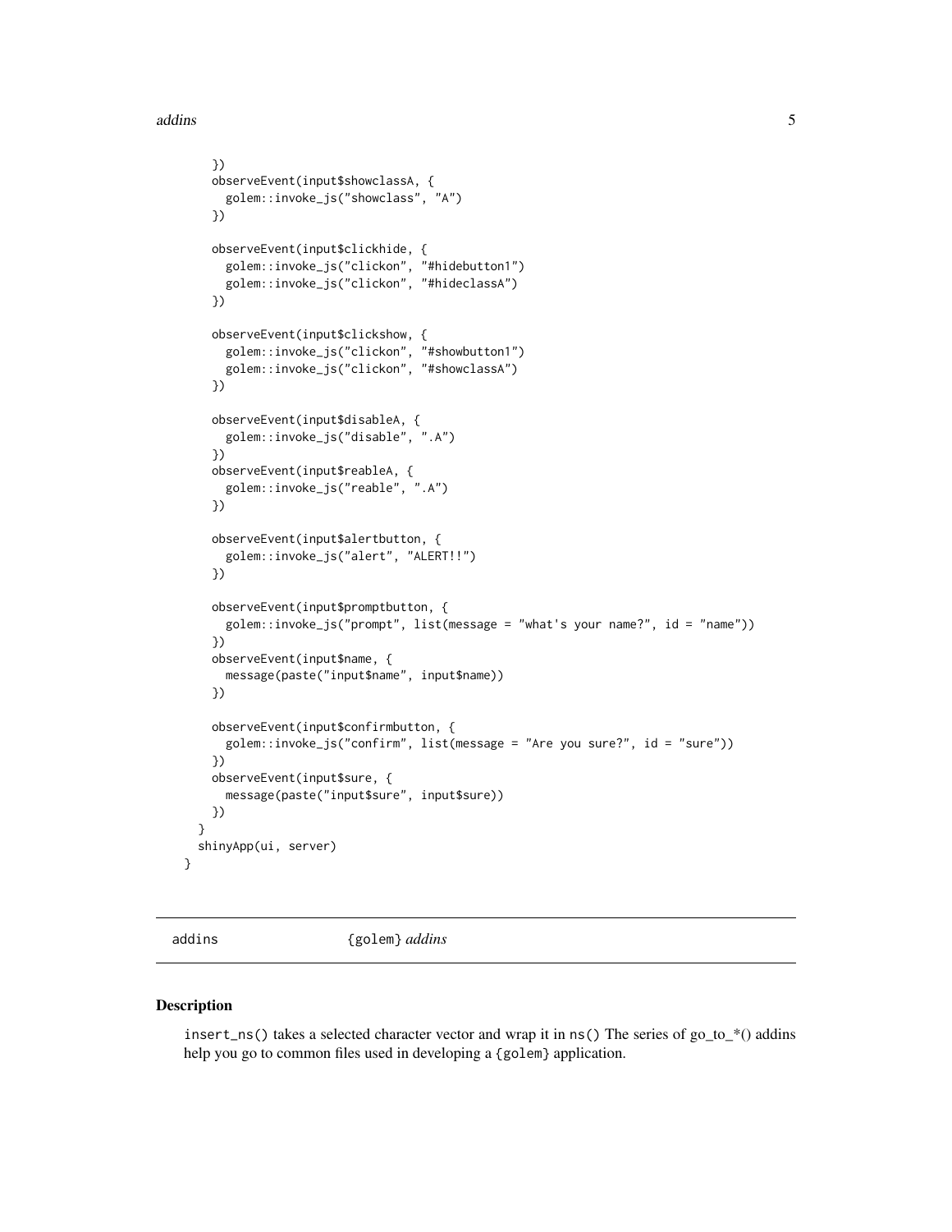```r
    })
    observeEvent(input$showclassA, {
      golem::invoke_js("showclass", "A")
    })

    observeEvent(input$clickhide, {
      golem::invoke_js("clickon", "#hidebutton1")
      golem::invoke_js("clickon", "#hideclassA")
    })

    observeEvent(input$clickshow, {
      golem::invoke_js("clickon", "#showbutton1")
      golem::invoke_js("clickon", "#showclassA")
    })

    observeEvent(input$disableA, {
      golem::invoke_js("disable", ".A")
    })
    observeEvent(input$reableA, {
      golem::invoke_js("reable", ".A")
    })

    observeEvent(input$alertbutton, {
      golem::invoke_js("alert", "ALERT!!")
    })

    observeEvent(input$promptbutton, {
      golem::invoke_js("prompt", list(message = "what's your name?", id = "name"))
    })
    observeEvent(input$name, {
      message(paste("input$name", input$name))
    })

    observeEvent(input$confirmbutton, {
      golem::invoke_js("confirm", list(message = "Are you sure?", id = "sure"))
    })
    observeEvent(input$sure, {
      message(paste("input$sure", input$sure))
    })
  }
  shinyApp(ui, server)
}
```

## addins — {golem} *addins*

### Description

insert_ns() takes a selected character vector and wrap it in ns() The series of go_to_*() addins help you go to common files used in developing a {golem} application.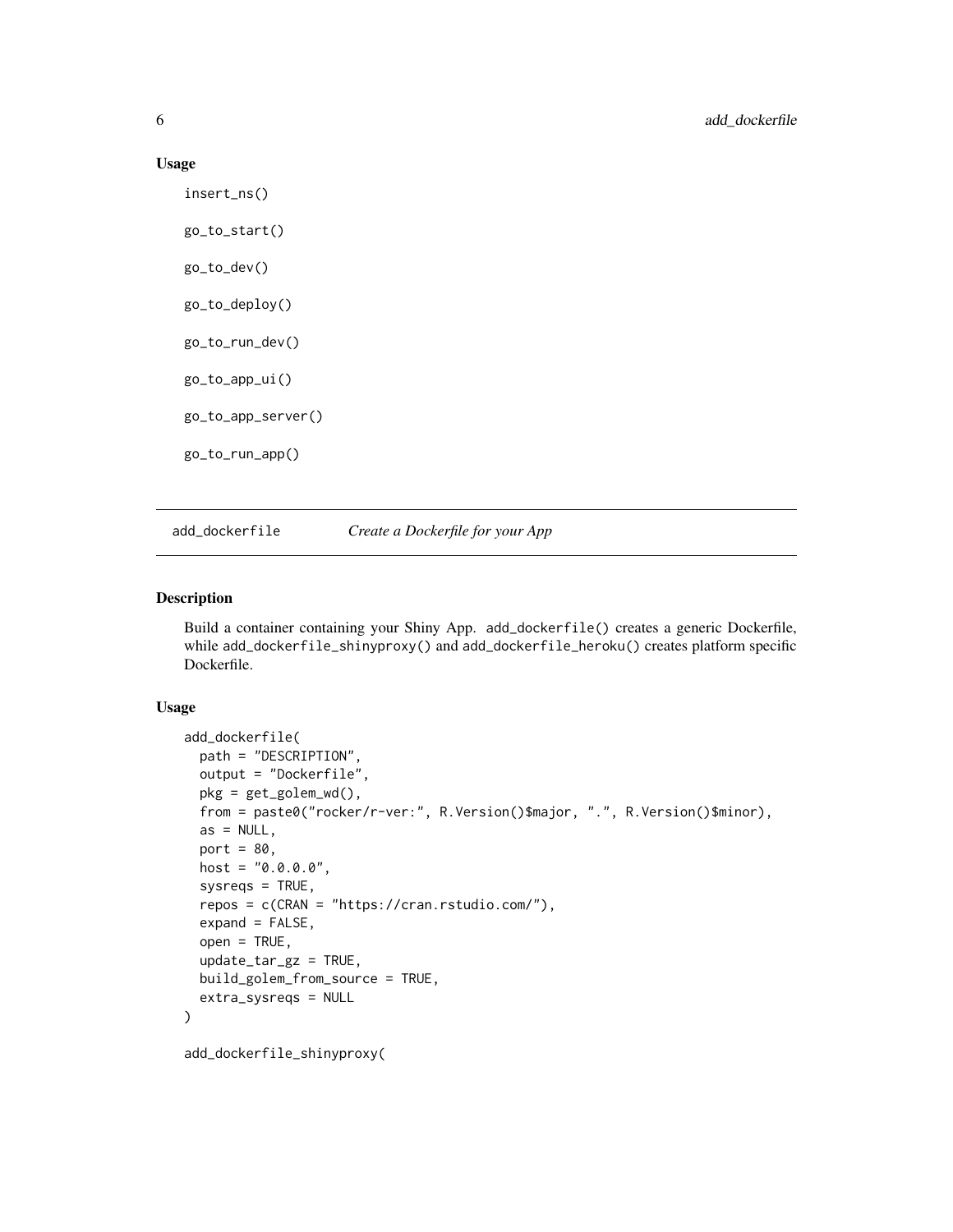## Usage

```
insert_ns()

go_to_start()

go_to_dev()

go_to_deploy()

go_to_run_dev()

go_to_app_ui()

go_to_app_server()

go_to_run_app()
```

---

# add_dockerfile *Create a Dockerfile for your App*

---

## Description

Build a container containing your Shiny App. `add_dockerfile()` creates a generic Dockerfile, while `add_dockerfile_shinyproxy()` and `add_dockerfile_heroku()` creates platform specific Dockerfile.

## Usage

```
add_dockerfile(
  path = "DESCRIPTION",
  output = "Dockerfile",
  pkg = get_golem_wd(),
  from = paste0("rocker/r-ver:", R.Version()$major, ".", R.Version()$minor),
  as = NULL,
  port = 80,
  host = "0.0.0.0",
  sysreqs = TRUE,
  repos = c(CRAN = "https://cran.rstudio.com/"),
  expand = FALSE,
  open = TRUE,
  update_tar_gz = TRUE,
  build_golem_from_source = TRUE,
  extra_sysreqs = NULL
)

add_dockerfile_shinyproxy(
```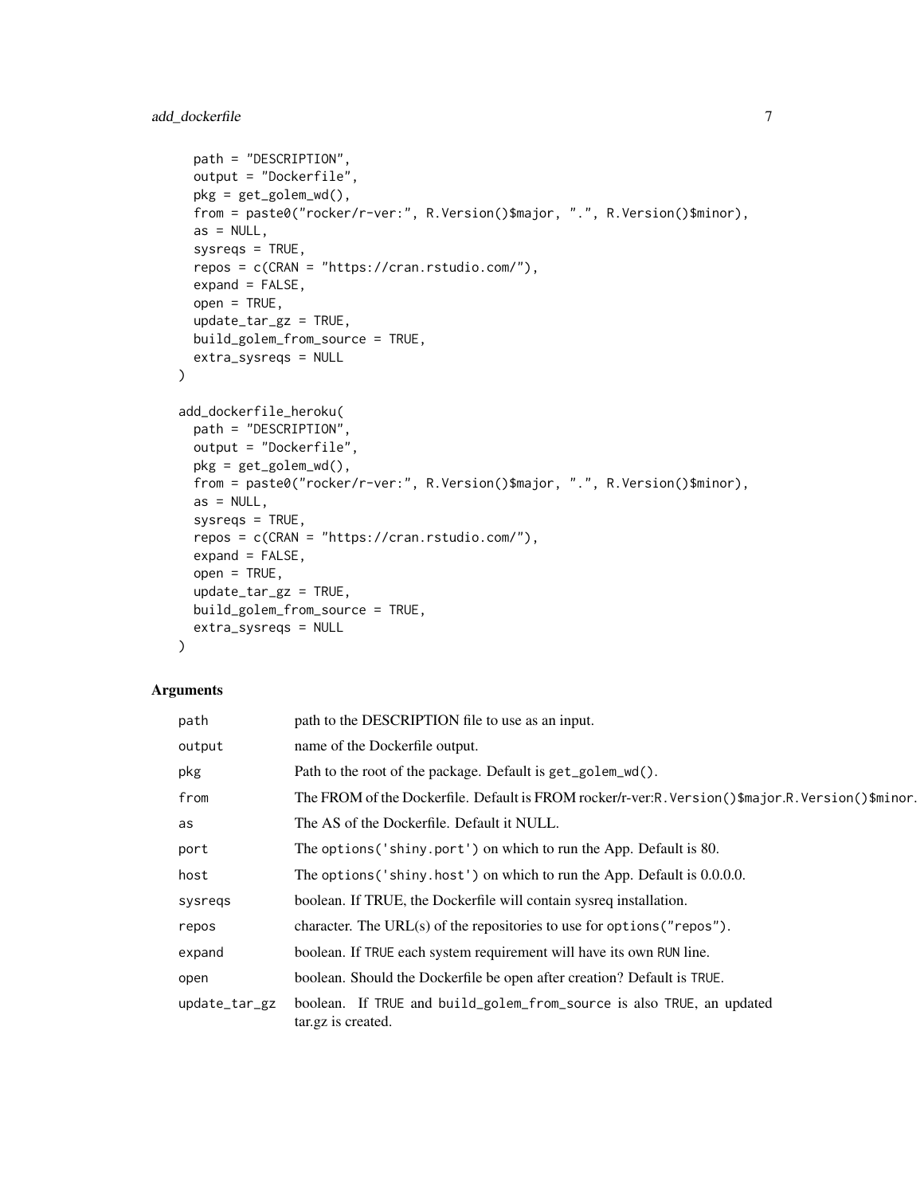```
  path = "DESCRIPTION",
  output = "Dockerfile",
  pkg = get_golem_wd(),
  from = paste0("rocker/r-ver:", R.Version()$major, ".", R.Version()$minor),
  as = NULL,
  sysreqs = TRUE,
  repos = c(CRAN = "https://cran.rstudio.com/"),
  expand = FALSE,
  open = TRUE,
  update_tar_gz = TRUE,
  build_golem_from_source = TRUE,
  extra_sysreqs = NULL
)

add_dockerfile_heroku(
  path = "DESCRIPTION",
  output = "Dockerfile",
  pkg = get_golem_wd(),
  from = paste0("rocker/r-ver:", R.Version()$major, ".", R.Version()$minor),
  as = NULL,
  sysreqs = TRUE,
  repos = c(CRAN = "https://cran.rstudio.com/"),
  expand = FALSE,
  open = TRUE,
  update_tar_gz = TRUE,
  build_golem_from_source = TRUE,
  extra_sysreqs = NULL
)
```

## Arguments

| | |
|---|---|
| `path` | path to the DESCRIPTION file to use as an input. |
| `output` | name of the Dockerfile output. |
| `pkg` | Path to the root of the package. Default is `get_golem_wd()`. |
| `from` | The FROM of the Dockerfile. Default is FROM rocker/r-ver:`R.Version()$major`.`R.Version()$minor`. |
| `as` | The AS of the Dockerfile. Default it NULL. |
| `port` | The `options('shiny.port')` on which to run the App. Default is 80. |
| `host` | The `options('shiny.host')` on which to run the App. Default is 0.0.0.0. |
| `sysreqs` | boolean. If TRUE, the Dockerfile will contain sysreq installation. |
| `repos` | character. The URL(s) of the repositories to use for `options("repos")`. |
| `expand` | boolean. If `TRUE` each system requirement will have its own `RUN` line. |
| `open` | boolean. Should the Dockerfile be open after creation? Default is `TRUE`. |
| `update_tar_gz` | boolean. If `TRUE` and `build_golem_from_source` is also `TRUE`, an updated tar.gz is created. |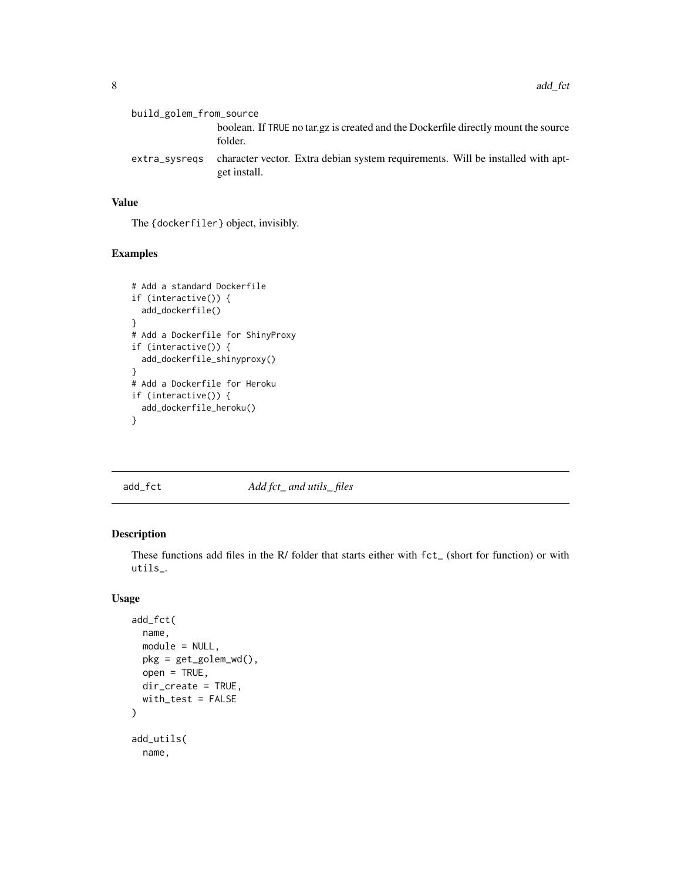build_golem_from_source
: boolean. If TRUE no tar.gz is created and the Dockerfile directly mount the source folder.

extra_sysreqs
: character vector. Extra debian system requirements. Will be installed with apt-get install.

### Value

The {dockerfiler} object, invisibly.

### Examples

```
# Add a standard Dockerfile
if (interactive()) {
  add_dockerfile()
}
# Add a Dockerfile for ShinyProxy
if (interactive()) {
  add_dockerfile_shinyproxy()
}
# Add a Dockerfile for Heroku
if (interactive()) {
  add_dockerfile_heroku()
}
```

---

## add_fct — *Add fct_ and utils_ files*

### Description

These functions add files in the R/ folder that starts either with `fct_` (short for function) or with `utils_`.

### Usage

```
add_fct(
  name,
  module = NULL,
  pkg = get_golem_wd(),
  open = TRUE,
  dir_create = TRUE,
  with_test = FALSE
)

add_utils(
  name,
```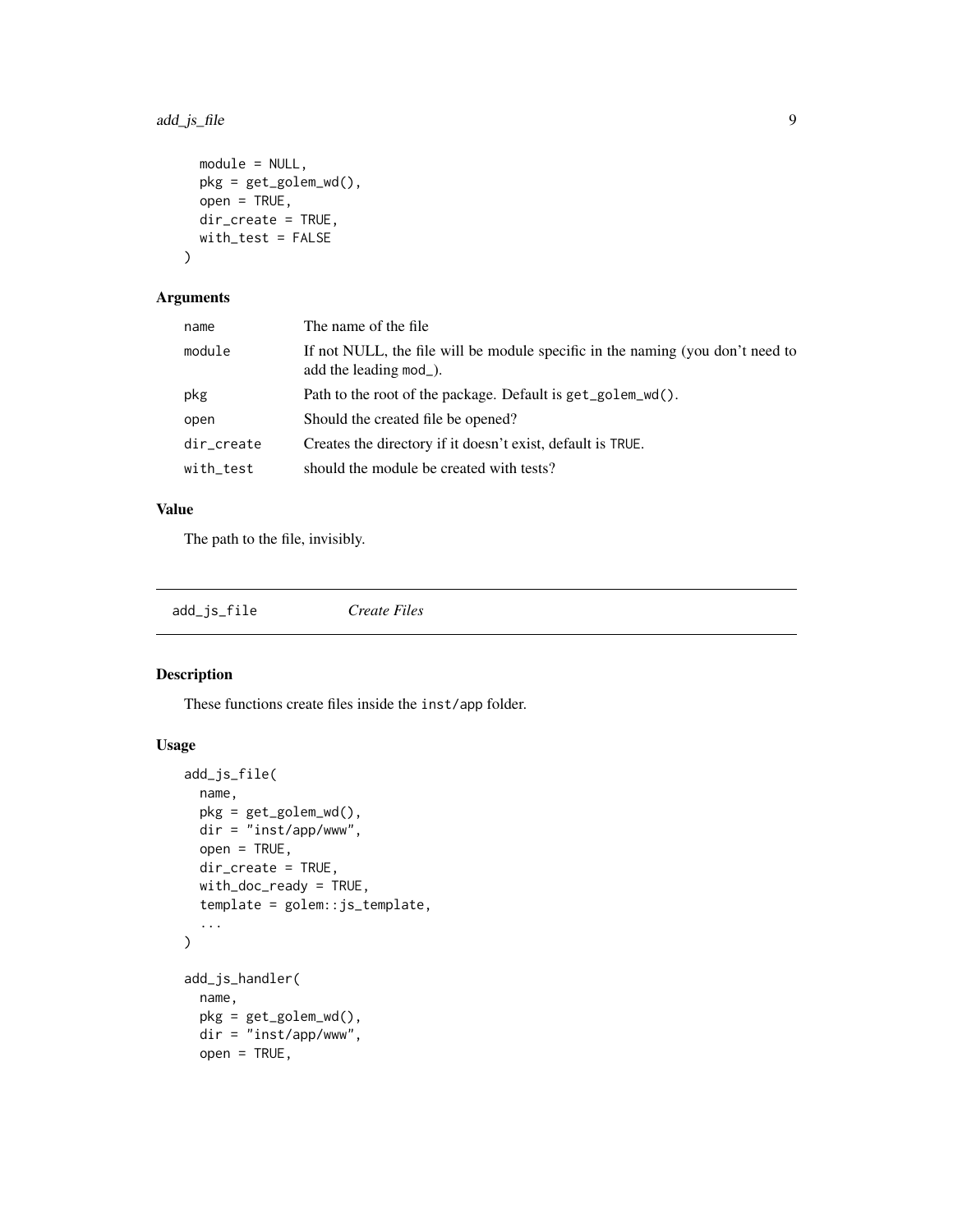```
  module = NULL,
  pkg = get_golem_wd(),
  open = TRUE,
  dir_create = TRUE,
  with_test = FALSE
)
```

### Arguments

| | |
|---|---|
| name | The name of the file |
| module | If not NULL, the file will be module specific in the naming (you don't need to add the leading mod_). |
| pkg | Path to the root of the package. Default is get_golem_wd(). |
| open | Should the created file be opened? |
| dir_create | Creates the directory if it doesn't exist, default is TRUE. |
| with_test | should the module be created with tests? |

### Value

The path to the file, invisibly.

---

## add_js_file — *Create Files*

---

### Description

These functions create files inside the inst/app folder.

### Usage

```
add_js_file(
  name,
  pkg = get_golem_wd(),
  dir = "inst/app/www",
  open = TRUE,
  dir_create = TRUE,
  with_doc_ready = TRUE,
  template = golem::js_template,
  ...
)

add_js_handler(
  name,
  pkg = get_golem_wd(),
  dir = "inst/app/www",
  open = TRUE,
```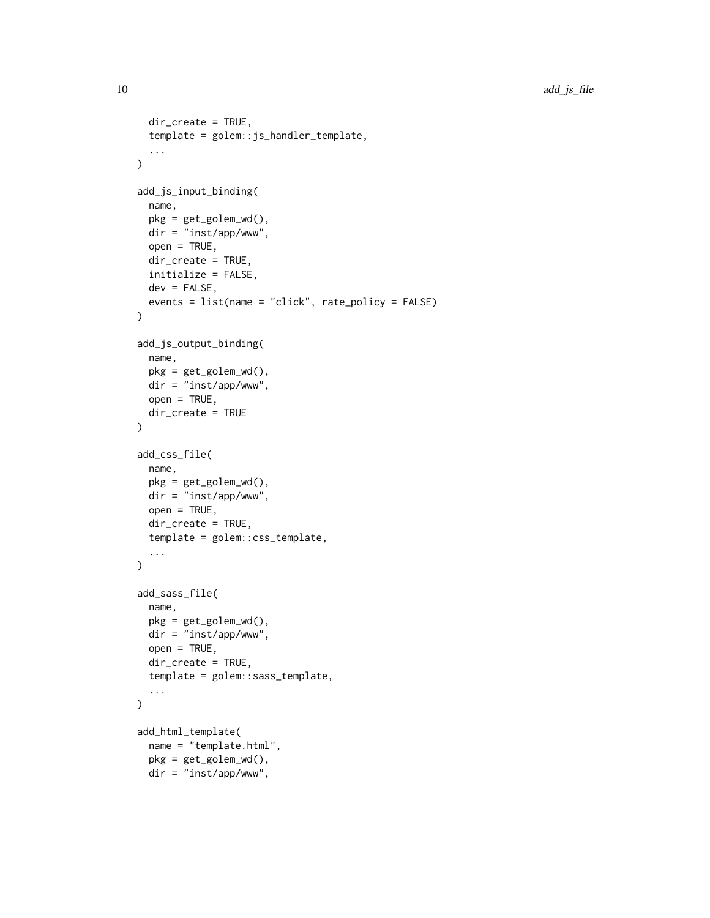```
  dir_create = TRUE,
  template = golem::js_handler_template,
  ...
)

add_js_input_binding(
  name,
  pkg = get_golem_wd(),
  dir = "inst/app/www",
  open = TRUE,
  dir_create = TRUE,
  initialize = FALSE,
  dev = FALSE,
  events = list(name = "click", rate_policy = FALSE)
)

add_js_output_binding(
  name,
  pkg = get_golem_wd(),
  dir = "inst/app/www",
  open = TRUE,
  dir_create = TRUE
)

add_css_file(
  name,
  pkg = get_golem_wd(),
  dir = "inst/app/www",
  open = TRUE,
  dir_create = TRUE,
  template = golem::css_template,
  ...
)

add_sass_file(
  name,
  pkg = get_golem_wd(),
  dir = "inst/app/www",
  open = TRUE,
  dir_create = TRUE,
  template = golem::sass_template,
  ...
)

add_html_template(
  name = "template.html",
  pkg = get_golem_wd(),
  dir = "inst/app/www",
```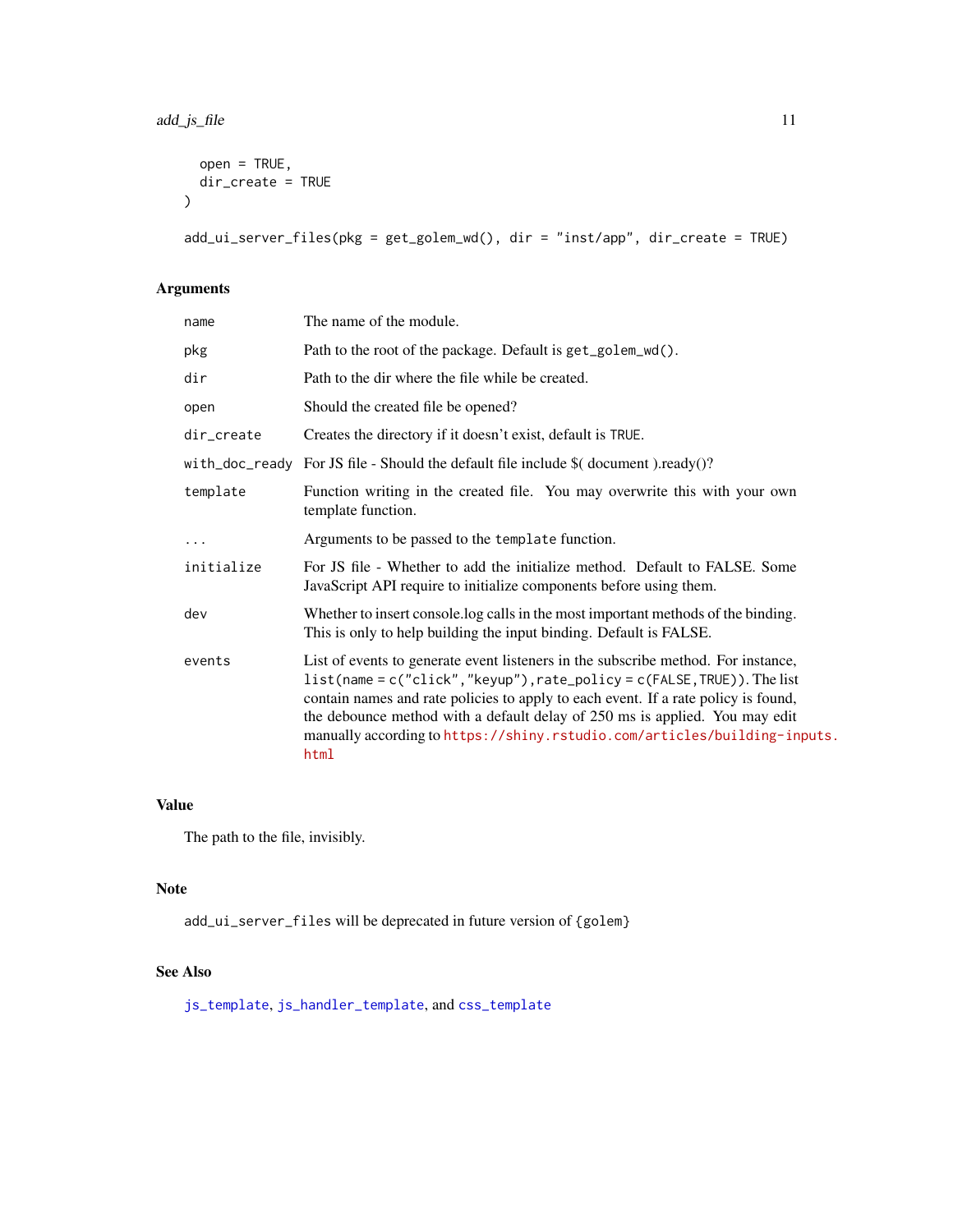```
  open = TRUE,
  dir_create = TRUE
)

add_ui_server_files(pkg = get_golem_wd(), dir = "inst/app", dir_create = TRUE)
```

### Arguments

| | |
|---|---|
| name | The name of the module. |
| pkg | Path to the root of the package. Default is `get_golem_wd()`. |
| dir | Path to the dir where the file while be created. |
| open | Should the created file be opened? |
| dir_create | Creates the directory if it doesn't exist, default is `TRUE`. |
| with_doc_ready | For JS file - Should the default file include $( document ).ready()? |
| template | Function writing in the created file. You may overwrite this with your own template function. |
| ... | Arguments to be passed to the `template` function. |
| initialize | For JS file - Whether to add the initialize method. Default to FALSE. Some JavaScript API require to initialize components before using them. |
| dev | Whether to insert console.log calls in the most important methods of the binding. This is only to help building the input binding. Default is FALSE. |
| events | List of events to generate event listeners in the subscribe method. For instance, `list(name = c("click","keyup"),rate_policy = c(FALSE,TRUE))`. The list contain names and rate policies to apply to each event. If a rate policy is found, the debounce method with a default delay of 250 ms is applied. You may edit manually according to https://shiny.rstudio.com/articles/building-inputs.html |

### Value

The path to the file, invisibly.

### Note

`add_ui_server_files` will be deprecated in future version of `{golem}`

### See Also

`js_template`, `js_handler_template`, and `css_template`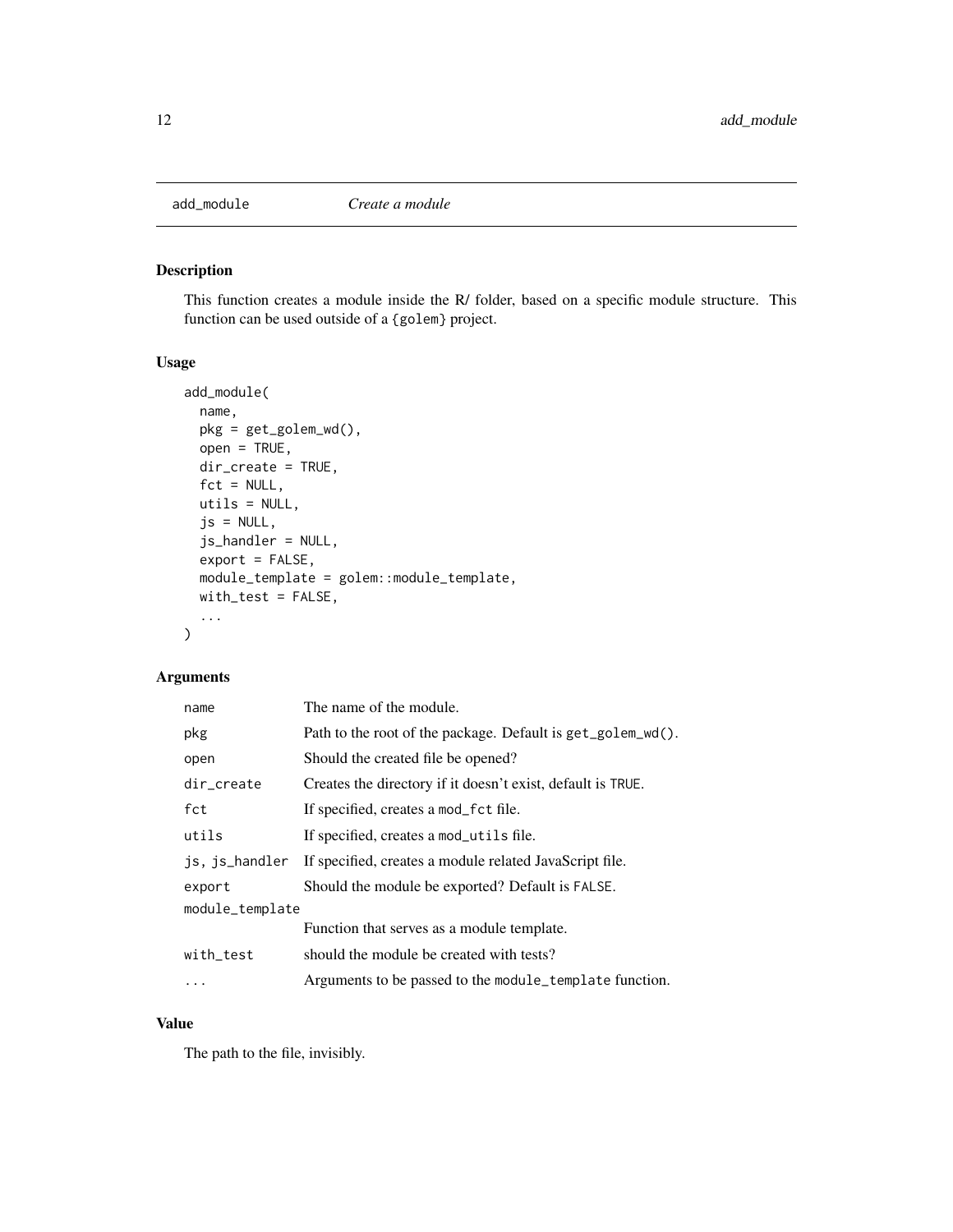## add_module — *Create a module*

### Description

This function creates a module inside the R/ folder, based on a specific module structure. This function can be used outside of a {golem} project.

### Usage

```
add_module(
  name,
  pkg = get_golem_wd(),
  open = TRUE,
  dir_create = TRUE,
  fct = NULL,
  utils = NULL,
  js = NULL,
  js_handler = NULL,
  export = FALSE,
  module_template = golem::module_template,
  with_test = FALSE,
  ...
)
```

### Arguments

| Argument | Description |
| --- | --- |
| `name` | The name of the module. |
| `pkg` | Path to the root of the package. Default is `get_golem_wd()`. |
| `open` | Should the created file be opened? |
| `dir_create` | Creates the directory if it doesn't exist, default is `TRUE`. |
| `fct` | If specified, creates a `mod_fct` file. |
| `utils` | If specified, creates a `mod_utils` file. |
| `js, js_handler` | If specified, creates a module related JavaScript file. |
| `export` | Should the module be exported? Default is `FALSE`. |
| `module_template` | Function that serves as a module template. |
| `with_test` | should the module be created with tests? |
| `...` | Arguments to be passed to the `module_template` function. |

### Value

The path to the file, invisibly.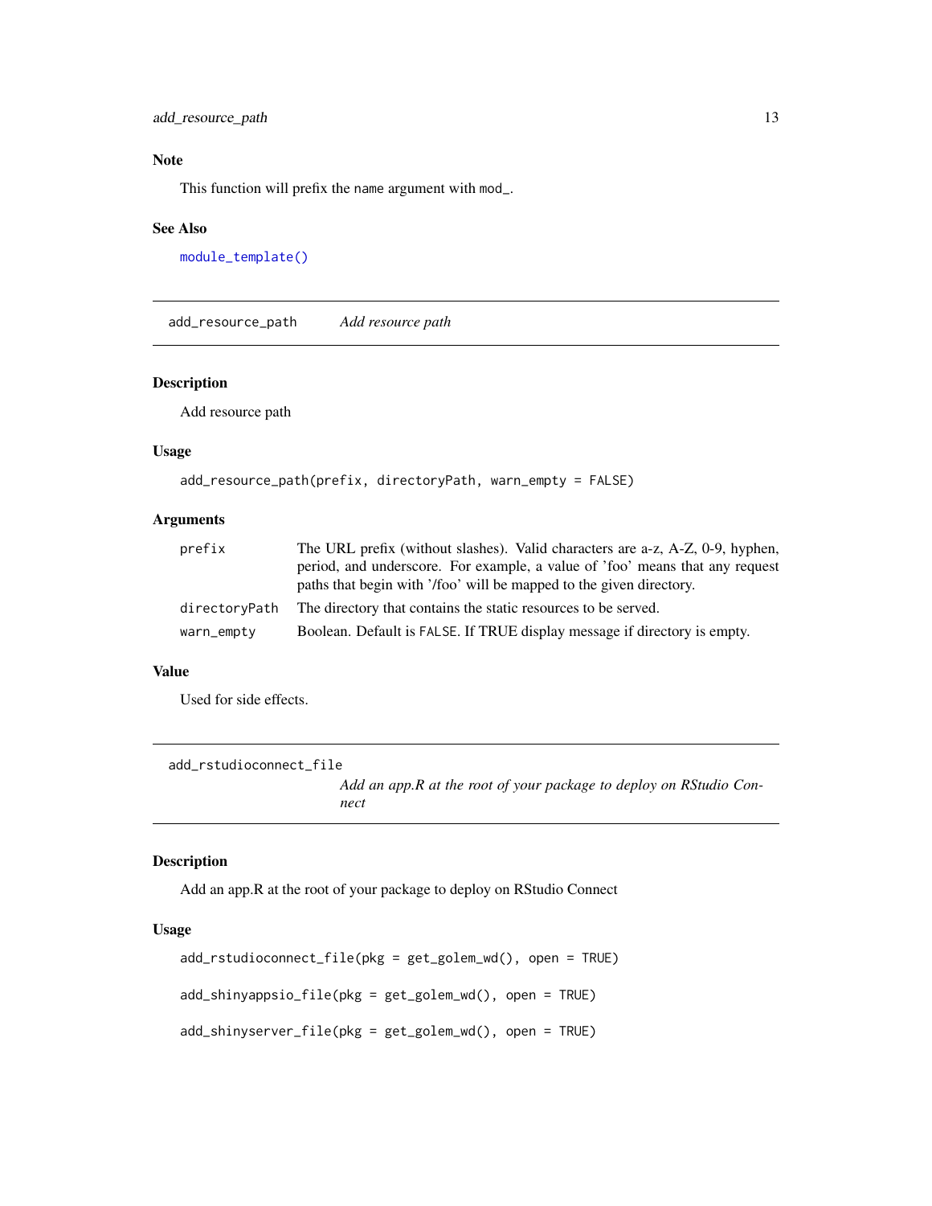## Note

This function will prefix the `name` argument with `mod_`.

## See Also

`module_template()`

---

# add_resource_path — *Add resource path*

## Description

Add resource path

## Usage

```
add_resource_path(prefix, directoryPath, warn_empty = FALSE)
```

## Arguments

| Argument | Description |
| --- | --- |
| `prefix` | The URL prefix (without slashes). Valid characters are a-z, A-Z, 0-9, hyphen, period, and underscore. For example, a value of 'foo' means that any request paths that begin with '/foo' will be mapped to the given directory. |
| `directoryPath` | The directory that contains the static resources to be served. |
| `warn_empty` | Boolean. Default is `FALSE`. If TRUE display message if directory is empty. |

## Value

Used for side effects.

---

# add_rstudioconnect_file — *Add an app.R at the root of your package to deploy on RStudio Connect*

## Description

Add an app.R at the root of your package to deploy on RStudio Connect

## Usage

```
add_rstudioconnect_file(pkg = get_golem_wd(), open = TRUE)

add_shinyappsio_file(pkg = get_golem_wd(), open = TRUE)

add_shinyserver_file(pkg = get_golem_wd(), open = TRUE)
```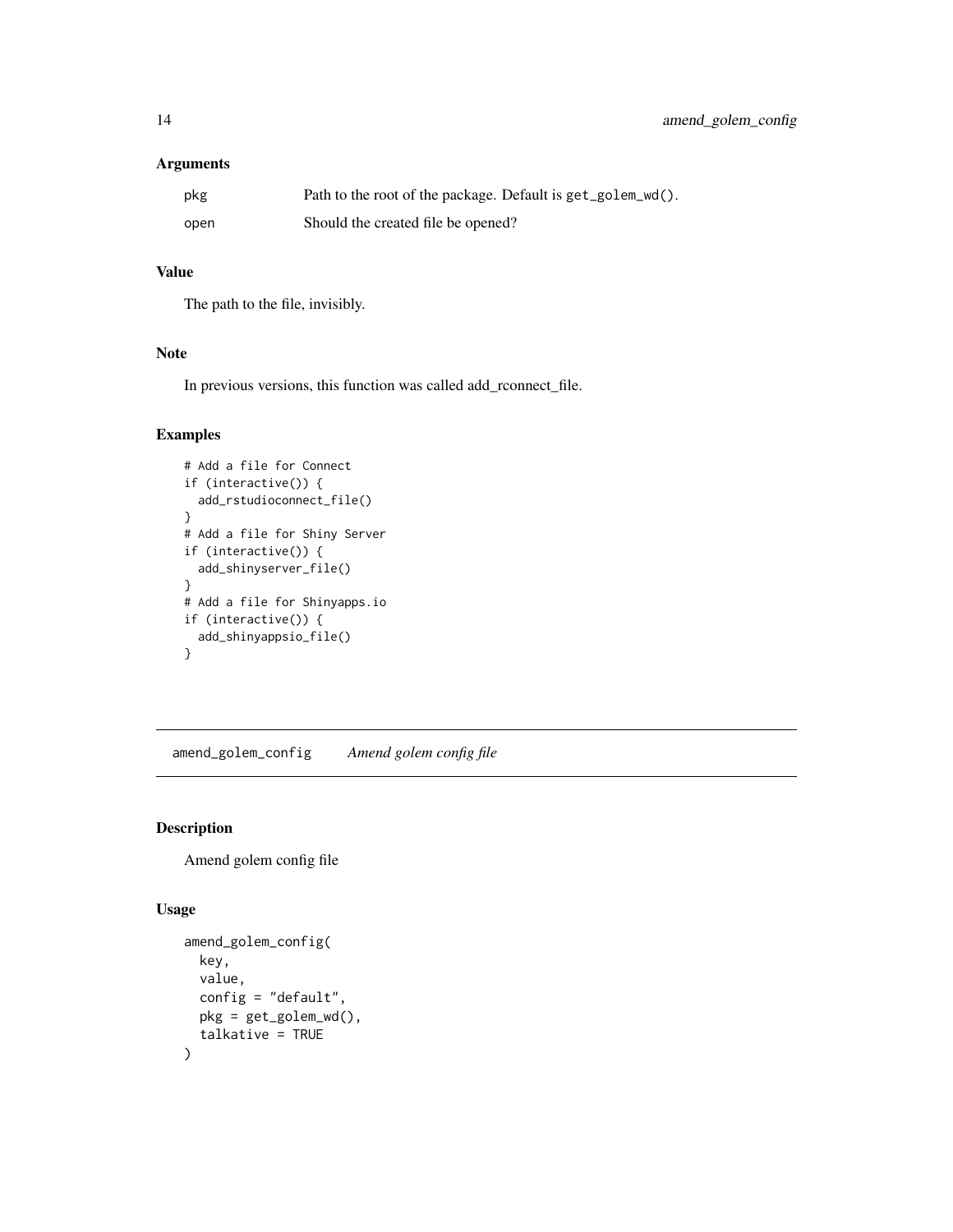### Arguments

| | |
|---|---|
| pkg | Path to the root of the package. Default is `get_golem_wd()`. |
| open | Should the created file be opened? |

### Value

The path to the file, invisibly.

### Note

In previous versions, this function was called add_rconnect_file.

### Examples

```
# Add a file for Connect
if (interactive()) {
  add_rstudioconnect_file()
}
# Add a file for Shiny Server
if (interactive()) {
  add_shinyserver_file()
}
# Add a file for Shinyapps.io
if (interactive()) {
  add_shinyappsio_file()
}
```

---

## amend_golem_config *Amend golem config file*

---

### Description

Amend golem config file

### Usage

```
amend_golem_config(
  key,
  value,
  config = "default",
  pkg = get_golem_wd(),
  talkative = TRUE
)
```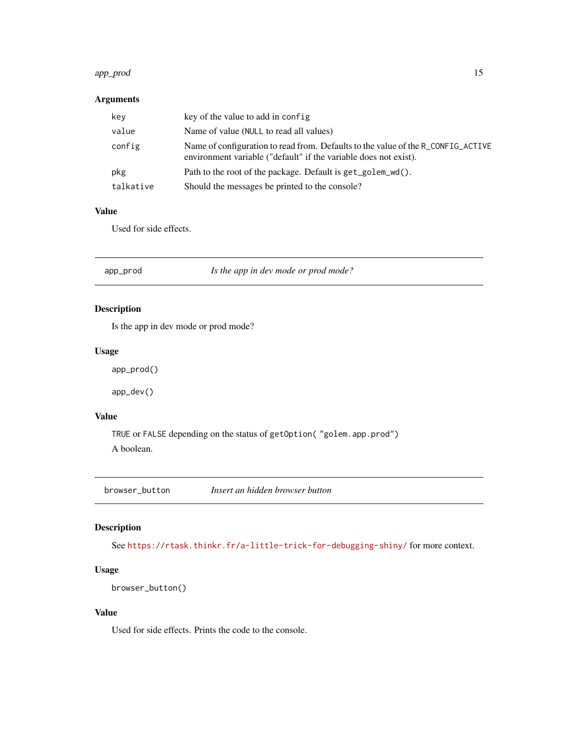### Arguments

| | |
|---|---|
| `key` | key of the value to add in `config` |
| `value` | Name of value (`NULL` to read all values) |
| `config` | Name of configuration to read from. Defaults to the value of the `R_CONFIG_ACTIVE` environment variable ("default" if the variable does not exist). |
| `pkg` | Path to the root of the package. Default is `get_golem_wd()`. |
| `talkative` | Should the messages be printed to the console? |

### Value

Used for side effects.

---

## `app_prod` *Is the app in dev mode or prod mode?*

---

### Description

Is the app in dev mode or prod mode?

### Usage

```
app_prod()

app_dev()
```

### Value

`TRUE` or `FALSE` depending on the status of `getOption( "golem.app.prod")`

A boolean.

---

## `browser_button` *Insert an hidden browser button*

---

### Description

See https://rtask.thinkr.fr/a-little-trick-for-debugging-shiny/ for more context.

### Usage

```
browser_button()
```

### Value

Used for side effects. Prints the code to the console.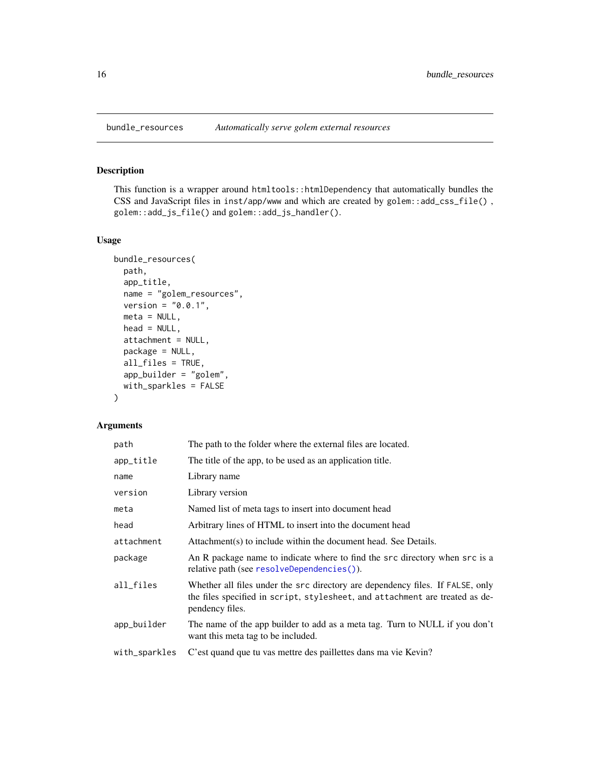## bundle_resources *Automatically serve golem external resources*

### Description

This function is a wrapper around `htmltools::htmlDependency` that automatically bundles the CSS and JavaScript files in `inst/app/www` and which are created by `golem::add_css_file()` , `golem::add_js_file()` and `golem::add_js_handler()`.

### Usage

```
bundle_resources(
  path,
  app_title,
  name = "golem_resources",
  version = "0.0.1",
  meta = NULL,
  head = NULL,
  attachment = NULL,
  package = NULL,
  all_files = TRUE,
  app_builder = "golem",
  with_sparkles = FALSE
)
```

### Arguments

| | |
|---|---|
| `path` | The path to the folder where the external files are located. |
| `app_title` | The title of the app, to be used as an application title. |
| `name` | Library name |
| `version` | Library version |
| `meta` | Named list of meta tags to insert into document head |
| `head` | Arbitrary lines of HTML to insert into the document head |
| `attachment` | Attachment(s) to include within the document head. See Details. |
| `package` | An R package name to indicate where to find the `src` directory when `src` is a relative path (see `resolveDependencies()`). |
| `all_files` | Whether all files under the `src` directory are dependency files. If `FALSE`, only the files specified in `script`, `stylesheet`, and `attachment` are treated as dependency files. |
| `app_builder` | The name of the app builder to add as a meta tag. Turn to NULL if you don't want this meta tag to be included. |
| `with_sparkles` | C'est quand que tu vas mettre des paillettes dans ma vie Kevin? |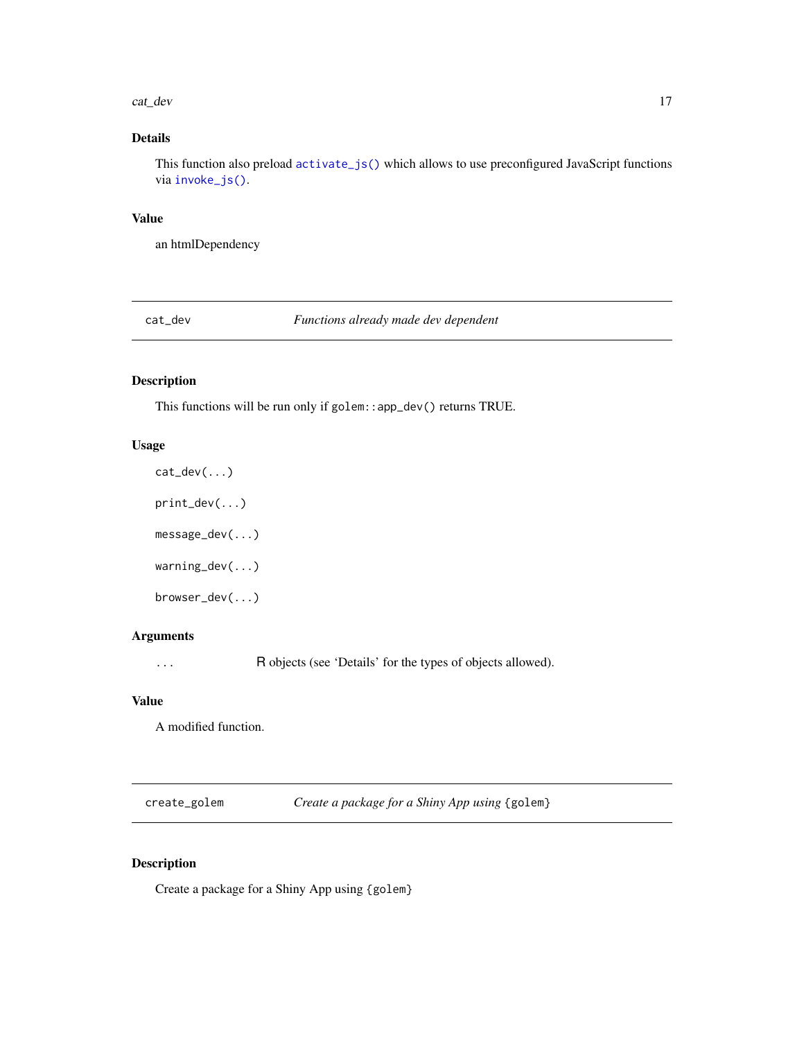### Details

This function also preload `activate_js()` which allows to use preconfigured JavaScript functions via `invoke_js()`.

### Value

an htmlDependency

---

## cat_dev — *Functions already made dev dependent*

---

### Description

This functions will be run only if `golem::app_dev()` returns TRUE.

### Usage

```
cat_dev(...)

print_dev(...)

message_dev(...)

warning_dev(...)

browser_dev(...)
```

### Arguments

| | |
|---|---|
| `...` | R objects (see 'Details' for the types of objects allowed). |

### Value

A modified function.

---

## create_golem — *Create a package for a Shiny App using* `{golem}`

---

### Description

Create a package for a Shiny App using `{golem}`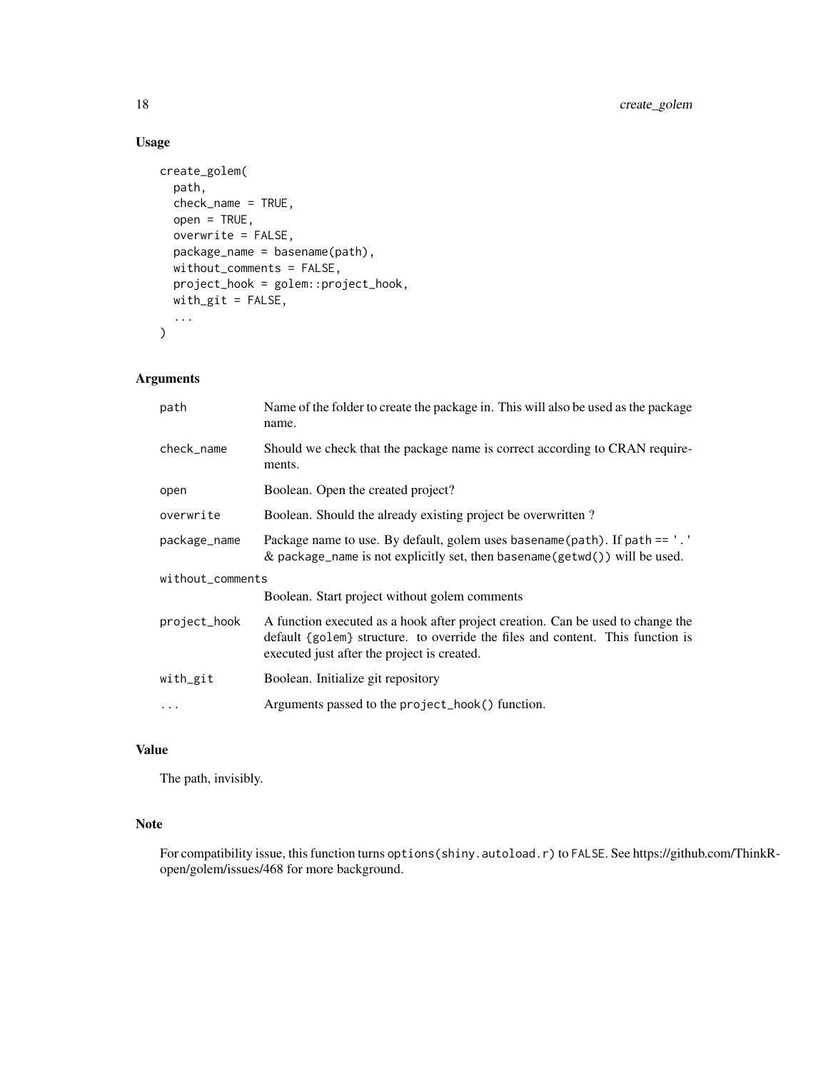### Usage

```
create_golem(
  path,
  check_name = TRUE,
  open = TRUE,
  overwrite = FALSE,
  package_name = basename(path),
  without_comments = FALSE,
  project_hook = golem::project_hook,
  with_git = FALSE,
  ...
)
```

### Arguments

| Argument | Description |
|---|---|
| path | Name of the folder to create the package in. This will also be used as the package name. |
| check_name | Should we check that the package name is correct according to CRAN requirements. |
| open | Boolean. Open the created project? |
| overwrite | Boolean. Should the already existing project be overwritten ? |
| package_name | Package name to use. By default, golem uses `basename(path)`. If `path == '.'` & `package_name` is not explicitly set, then `basename(getwd())` will be used. |
| without_comments | Boolean. Start project without golem comments |
| project_hook | A function executed as a hook after project creation. Can be used to change the default {golem} structure. to override the files and content. This function is executed just after the project is created. |
| with_git | Boolean. Initialize git repository |
| ... | Arguments passed to the `project_hook()` function. |

### Value

The path, invisibly.

### Note

For compatibility issue, this function turns `options(shiny.autoload.r)` to `FALSE`. See https://github.com/ThinkR-open/golem/issues/468 for more background.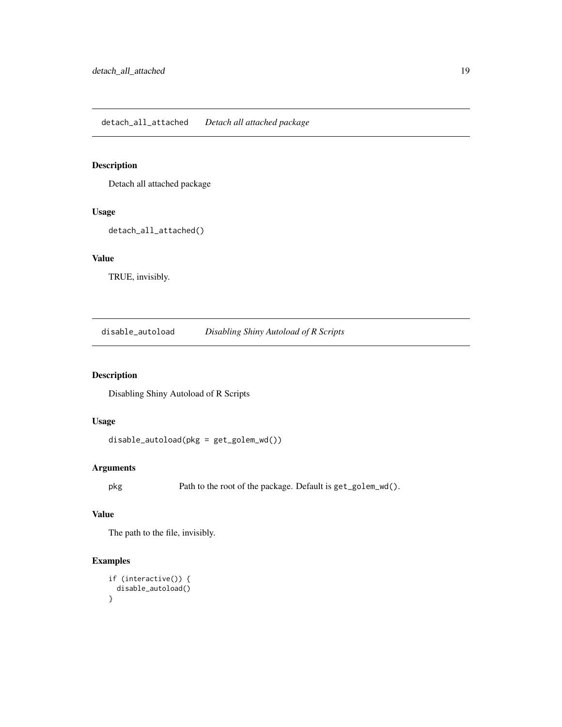## detach_all_attached    *Detach all attached package*

### Description

Detach all attached package

### Usage

```
detach_all_attached()
```

### Value

TRUE, invisibly.

## disable_autoload    *Disabling Shiny Autoload of R Scripts*

### Description

Disabling Shiny Autoload of R Scripts

### Usage

```
disable_autoload(pkg = get_golem_wd())
```

### Arguments

| | |
|---|---|
| pkg | Path to the root of the package. Default is `get_golem_wd()`. |

### Value

The path to the file, invisibly.

### Examples

```
if (interactive()) {
  disable_autoload()
}
```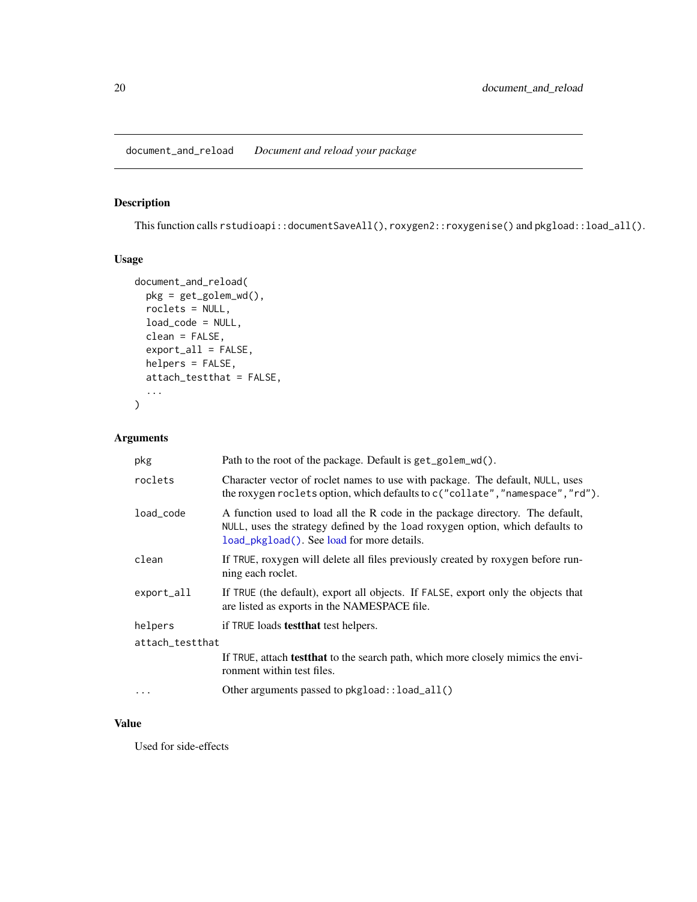## document_and_reload *Document and reload your package*

### Description

This function calls `rstudioapi::documentSaveAll()`, `roxygen2::roxygenise()` and `pkgload::load_all()`.

### Usage

```
document_and_reload(
  pkg = get_golem_wd(),
  roclets = NULL,
  load_code = NULL,
  clean = FALSE,
  export_all = FALSE,
  helpers = FALSE,
  attach_testthat = FALSE,
  ...
)
```

### Arguments

| | |
|---|---|
| `pkg` | Path to the root of the package. Default is `get_golem_wd()`. |
| `roclets` | Character vector of roclet names to use with package. The default, `NULL`, uses the roxygen `roclets` option, which defaults to `c("collate","namespace","rd")`. |
| `load_code` | A function used to load all the R code in the package directory. The default, `NULL`, uses the strategy defined by the `load` roxygen option, which defaults to `load_pkgload()`. See load for more details. |
| `clean` | If `TRUE`, roxygen will delete all files previously created by roxygen before running each roclet. |
| `export_all` | If `TRUE` (the default), export all objects. If `FALSE`, export only the objects that are listed as exports in the NAMESPACE file. |
| `helpers` | if `TRUE` loads **testthat** test helpers. |
| `attach_testthat` | If `TRUE`, attach **testthat** to the search path, which more closely mimics the environment within test files. |
| `...` | Other arguments passed to `pkgload::load_all()` |

### Value

Used for side-effects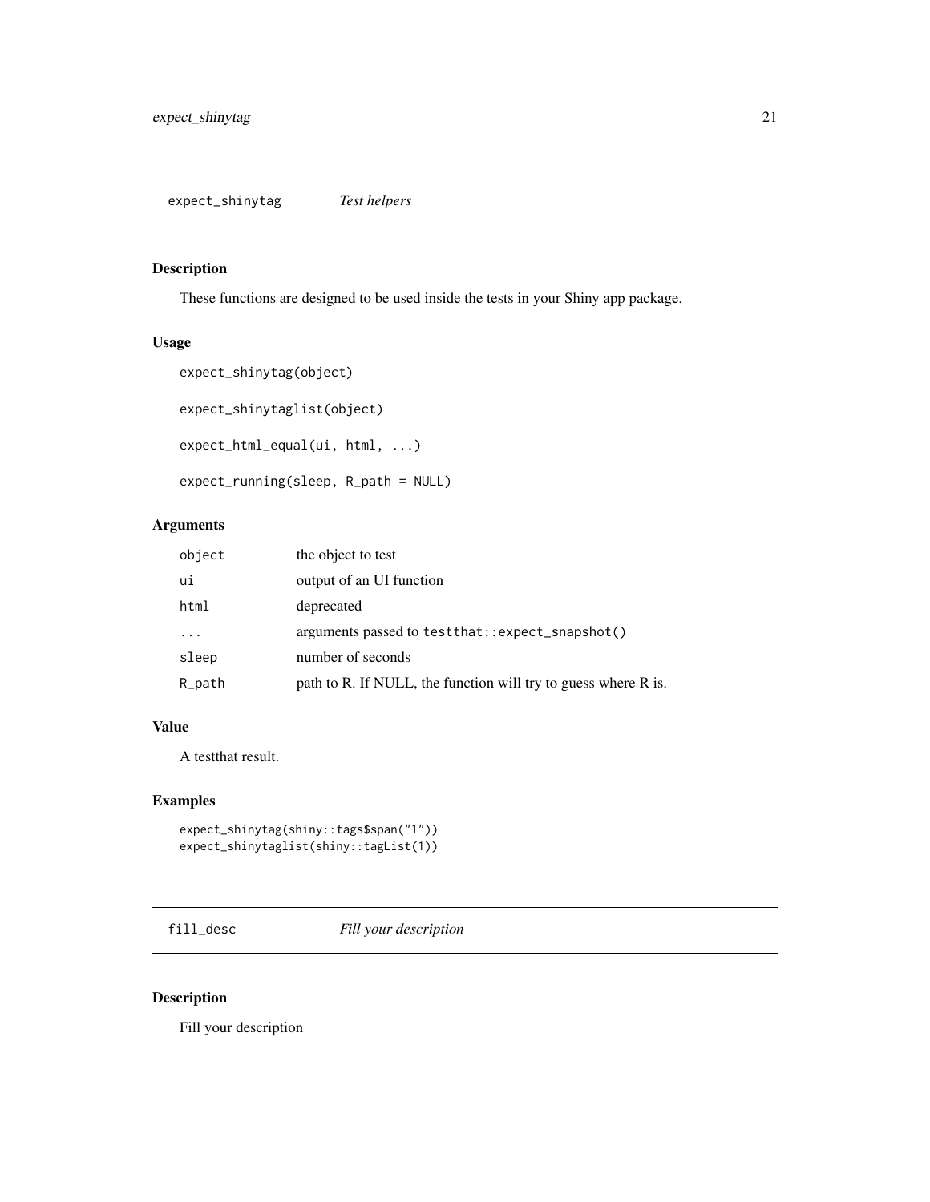## expect_shinytag *Test helpers*

### Description

These functions are designed to be used inside the tests in your Shiny app package.

### Usage

```
expect_shinytag(object)

expect_shinytaglist(object)

expect_html_equal(ui, html, ...)

expect_running(sleep, R_path = NULL)
```

### Arguments

| | |
|---|---|
| `object` | the object to test |
| `ui` | output of an UI function |
| `html` | deprecated |
| `...` | arguments passed to `testthat::expect_snapshot()` |
| `sleep` | number of seconds |
| `R_path` | path to R. If NULL, the function will try to guess where R is. |

### Value

A testthat result.

### Examples

```
expect_shinytag(shiny::tags$span("1"))
expect_shinytaglist(shiny::tagList(1))
```

## fill_desc *Fill your description*

### Description

Fill your description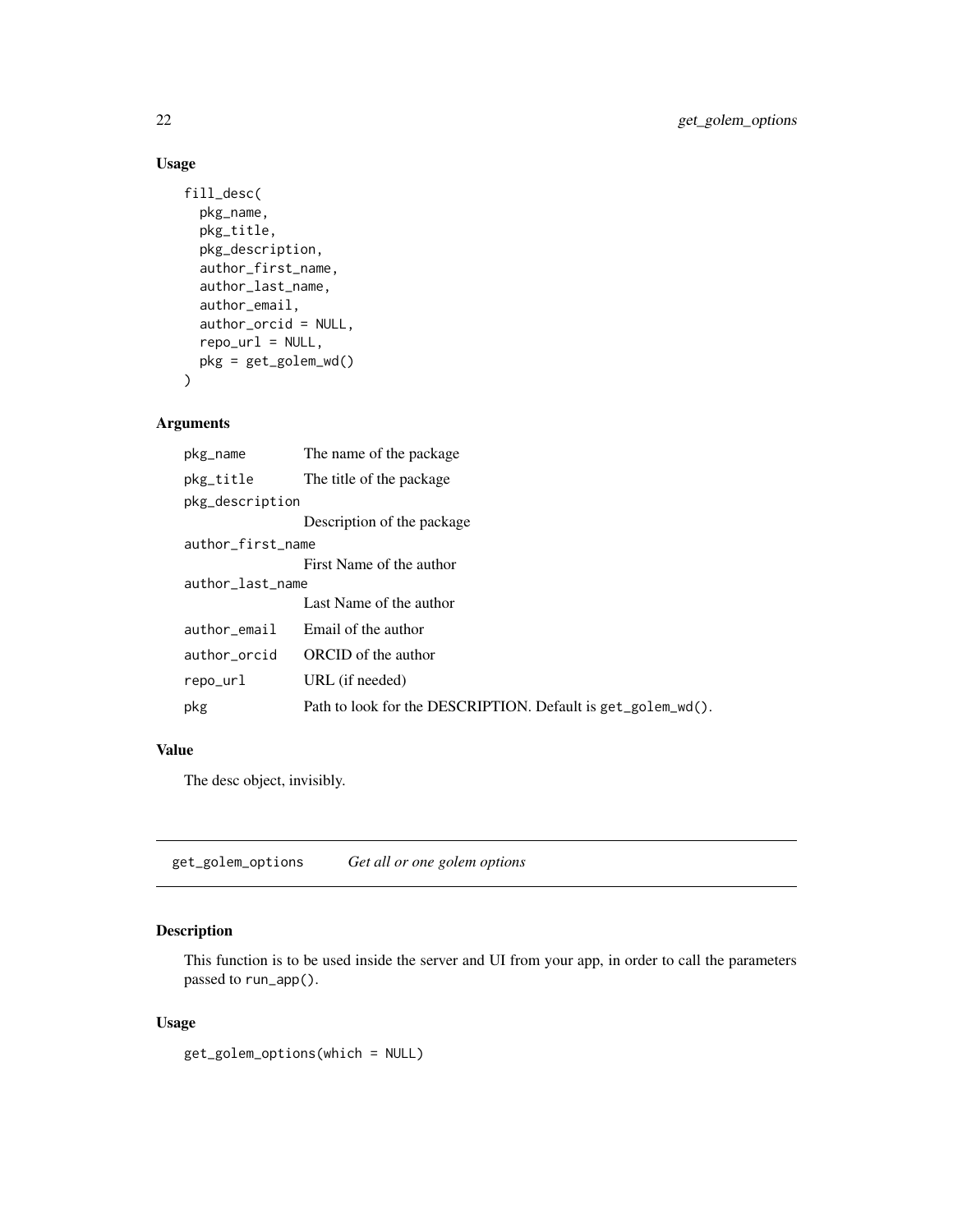## Usage

```
fill_desc(
  pkg_name,
  pkg_title,
  pkg_description,
  author_first_name,
  author_last_name,
  author_email,
  author_orcid = NULL,
  repo_url = NULL,
  pkg = get_golem_wd()
)
```

## Arguments

| | |
|---|---|
| `pkg_name` | The name of the package |
| `pkg_title` | The title of the package |
| `pkg_description` | Description of the package |
| `author_first_name` | First Name of the author |
| `author_last_name` | Last Name of the author |
| `author_email` | Email of the author |
| `author_orcid` | ORCID of the author |
| `repo_url` | URL (if needed) |
| `pkg` | Path to look for the DESCRIPTION. Default is `get_golem_wd()`. |

## Value

The desc object, invisibly.

---

# get_golem_options    *Get all or one golem options*

## Description

This function is to be used inside the server and UI from your app, in order to call the parameters passed to `run_app()`.

## Usage

```
get_golem_options(which = NULL)
```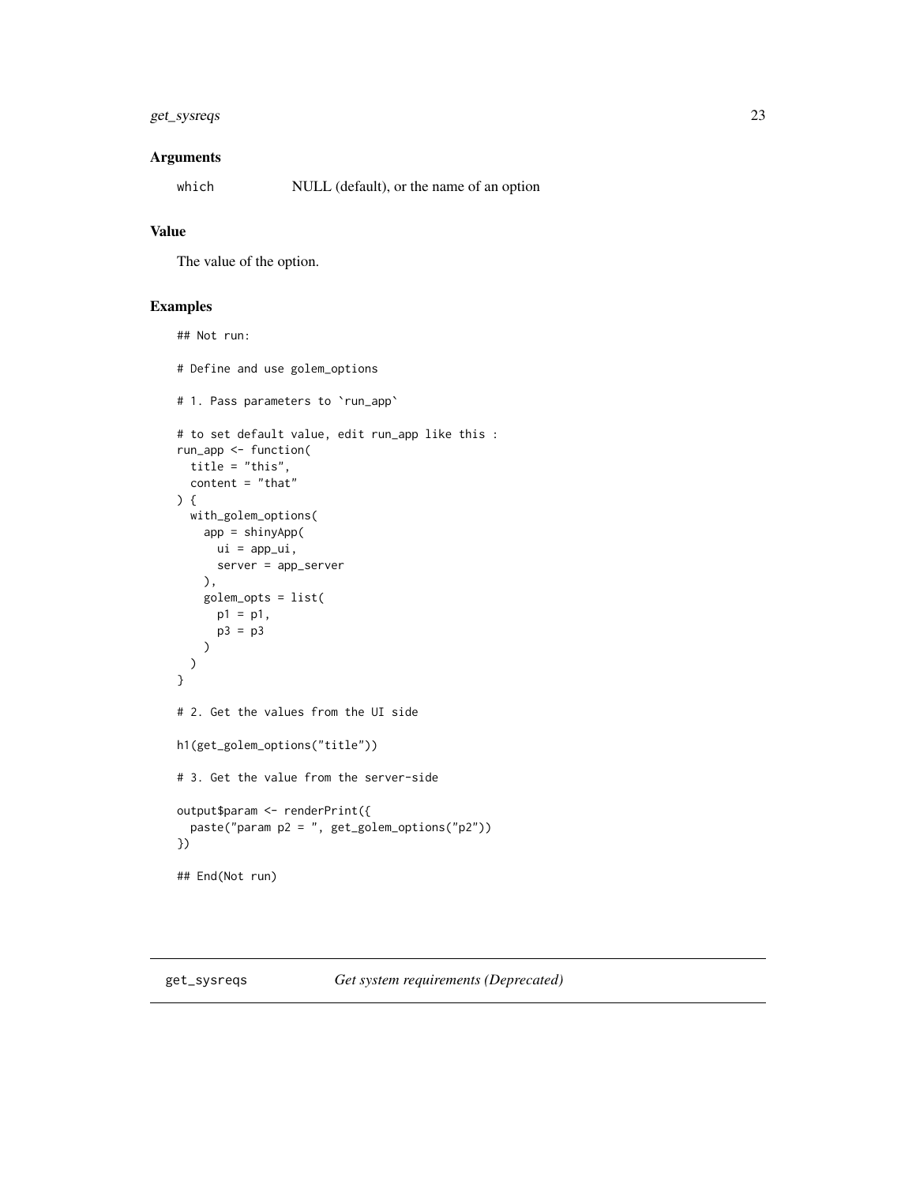### Arguments

| | |
|---|---|
| `which` | NULL (default), or the name of an option |

### Value

The value of the option.

### Examples

```
## Not run:

# Define and use golem_options

# 1. Pass parameters to `run_app`

# to set default value, edit run_app like this :
run_app <- function(
  title = "this",
  content = "that"
) {
  with_golem_options(
    app = shinyApp(
      ui = app_ui,
      server = app_server
    ),
    golem_opts = list(
      p1 = p1,
      p3 = p3
    )
  )
}

# 2. Get the values from the UI side

h1(get_golem_options("title"))

# 3. Get the value from the server-side

output$param <- renderPrint({
  paste("param p2 = ", get_golem_options("p2"))
})

## End(Not run)
```

## get_sysreqs    *Get system requirements (Deprecated)*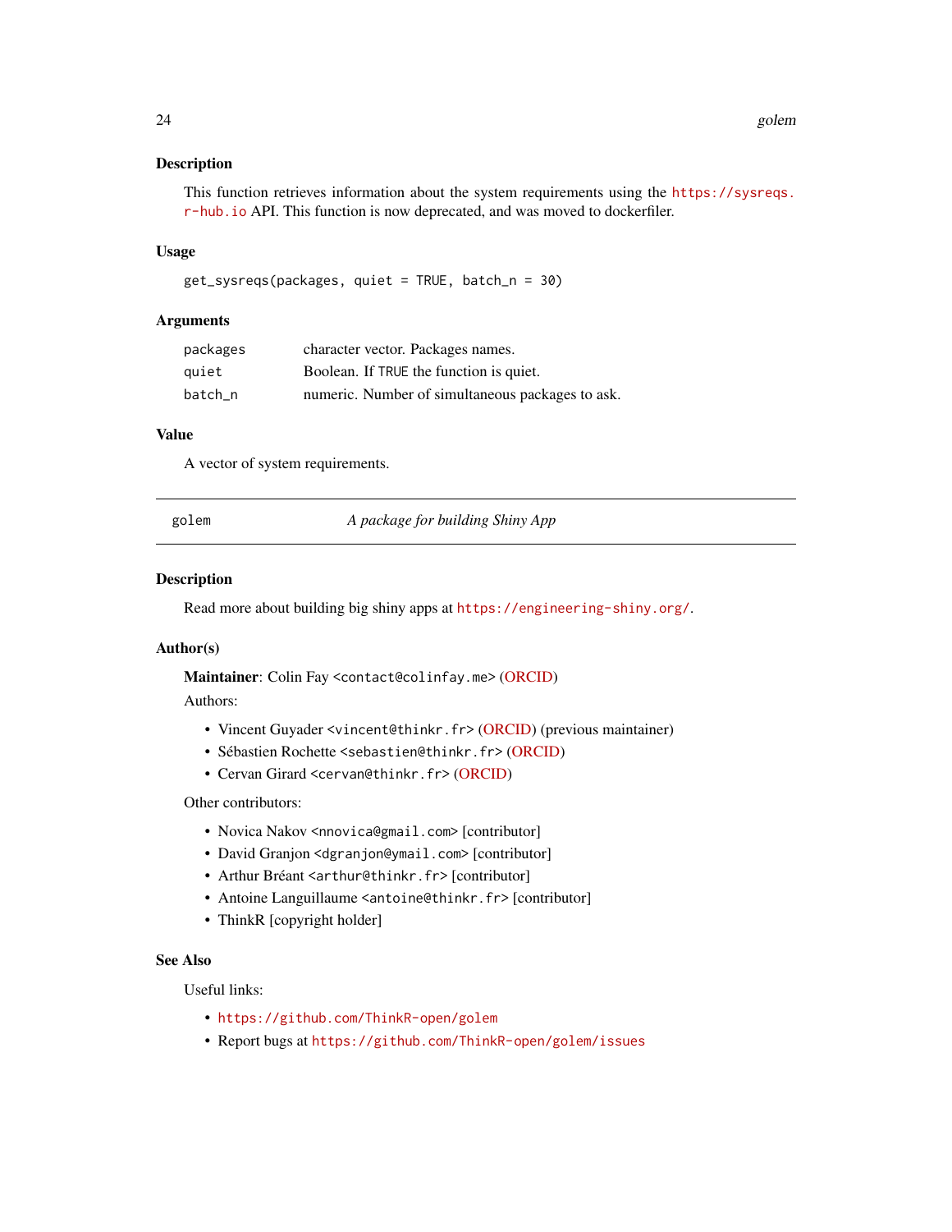### Description

This function retrieves information about the system requirements using the https://sysreqs.r-hub.io API. This function is now deprecated, and was moved to dockerfiler.

### Usage

```
get_sysreqs(packages, quiet = TRUE, batch_n = 30)
```

### Arguments

| | |
|---|---|
| packages | character vector. Packages names. |
| quiet | Boolean. If TRUE the function is quiet. |
| batch_n | numeric. Number of simultaneous packages to ask. |

### Value

A vector of system requirements.

---

## golem — *A package for building Shiny App*

---

### Description

Read more about building big shiny apps at https://engineering-shiny.org/.

### Author(s)

**Maintainer**: Colin Fay <contact@colinfay.me> (ORCID)

Authors:

- Vincent Guyader <vincent@thinkr.fr> (ORCID) (previous maintainer)
- Sébastien Rochette <sebastien@thinkr.fr> (ORCID)
- Cervan Girard <cervan@thinkr.fr> (ORCID)

Other contributors:

- Novica Nakov <nnovica@gmail.com> [contributor]
- David Granjon <dgranjon@ymail.com> [contributor]
- Arthur Bréant <arthur@thinkr.fr> [contributor]
- Antoine Languillaume <antoine@thinkr.fr> [contributor]
- ThinkR [copyright holder]

### See Also

Useful links:

- https://github.com/ThinkR-open/golem
- Report bugs at https://github.com/ThinkR-open/golem/issues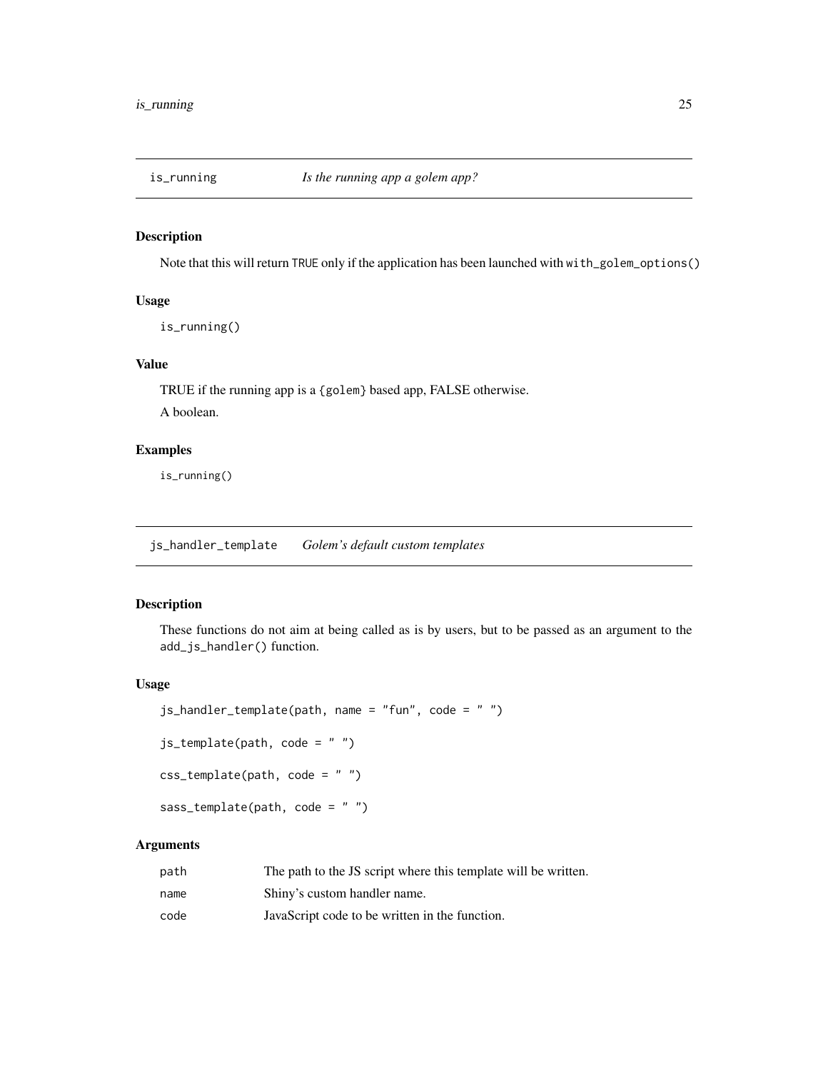## is_running *Is the running app a golem app?*

### Description

Note that this will return TRUE only if the application has been launched with `with_golem_options()`

### Usage

```
is_running()
```

### Value

TRUE if the running app is a {golem} based app, FALSE otherwise.

A boolean.

### Examples

```
is_running()
```

## js_handler_template *Golem's default custom templates*

### Description

These functions do not aim at being called as is by users, but to be passed as an argument to the `add_js_handler()` function.

### Usage

```
js_handler_template(path, name = "fun", code = " ")

js_template(path, code = " ")

css_template(path, code = " ")

sass_template(path, code = " ")
```

### Arguments

| | |
|---|---|
| path | The path to the JS script where this template will be written. |
| name | Shiny's custom handler name. |
| code | JavaScript code to be written in the function. |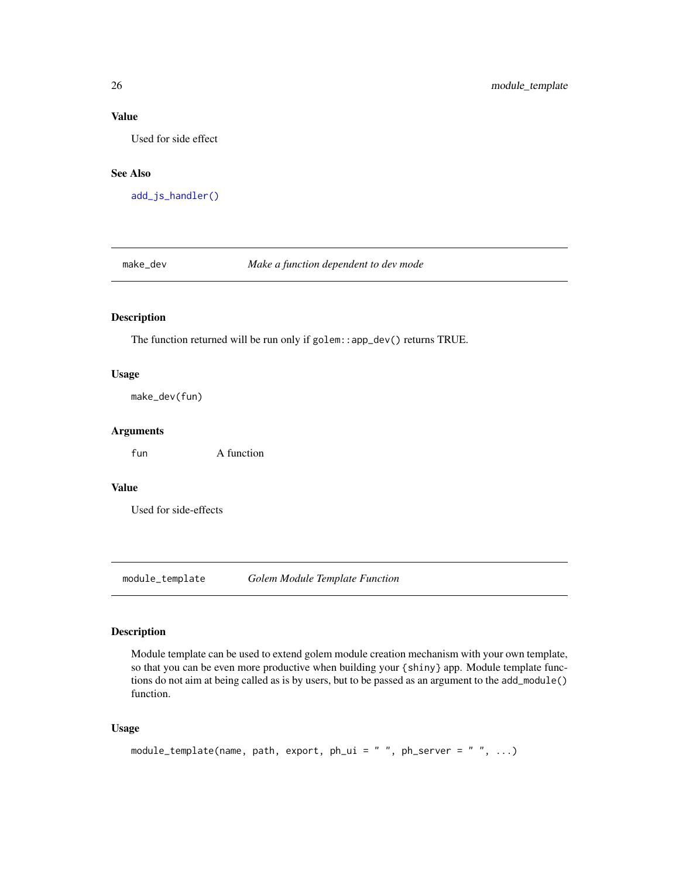### Value

Used for side effect

### See Also

`add_js_handler()`

---

## make_dev — *Make a function dependent to dev mode*

### Description

The function returned will be run only if `golem::app_dev()` returns TRUE.

### Usage

```
make_dev(fun)
```

### Arguments

| | |
|---|---|
| `fun` | A function |

### Value

Used for side-effects

---

## module_template — *Golem Module Template Function*

### Description

Module template can be used to extend golem module creation mechanism with your own template, so that you can be even more productive when building your `{shiny}` app. Module template functions do not aim at being called as is by users, but to be passed as an argument to the `add_module()` function.

### Usage

```
module_template(name, path, export, ph_ui = " ", ph_server = " ", ...)
```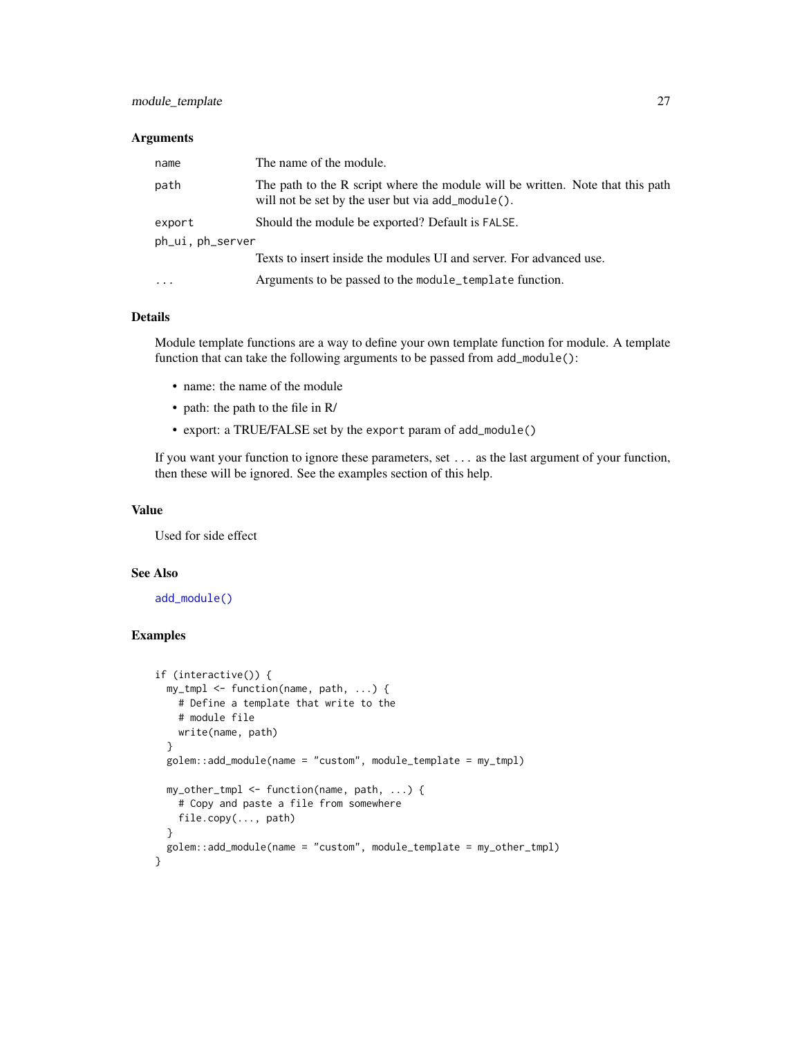### Arguments

| | |
|---|---|
| `name` | The name of the module. |
| `path` | The path to the R script where the module will be written. Note that this path will not be set by the user but via `add_module()`. |
| `export` | Should the module be exported? Default is `FALSE`. |
| `ph_ui, ph_server` | Texts to insert inside the modules UI and server. For advanced use. |
| `...` | Arguments to be passed to the `module_template` function. |

### Details

Module template functions are a way to define your own template function for module. A template function that can take the following arguments to be passed from `add_module()`:

- name: the name of the module
- path: the path to the file in R/
- export: a TRUE/FALSE set by the `export` param of `add_module()`

If you want your function to ignore these parameters, set `...` as the last argument of your function, then these will be ignored. See the examples section of this help.

### Value

Used for side effect

### See Also

`add_module()`

### Examples

```
if (interactive()) {
  my_tmpl <- function(name, path, ...) {
    # Define a template that write to the
    # module file
    write(name, path)
  }
  golem::add_module(name = "custom", module_template = my_tmpl)

  my_other_tmpl <- function(name, path, ...) {
    # Copy and paste a file from somewhere
    file.copy(..., path)
  }
  golem::add_module(name = "custom", module_template = my_other_tmpl)
}
```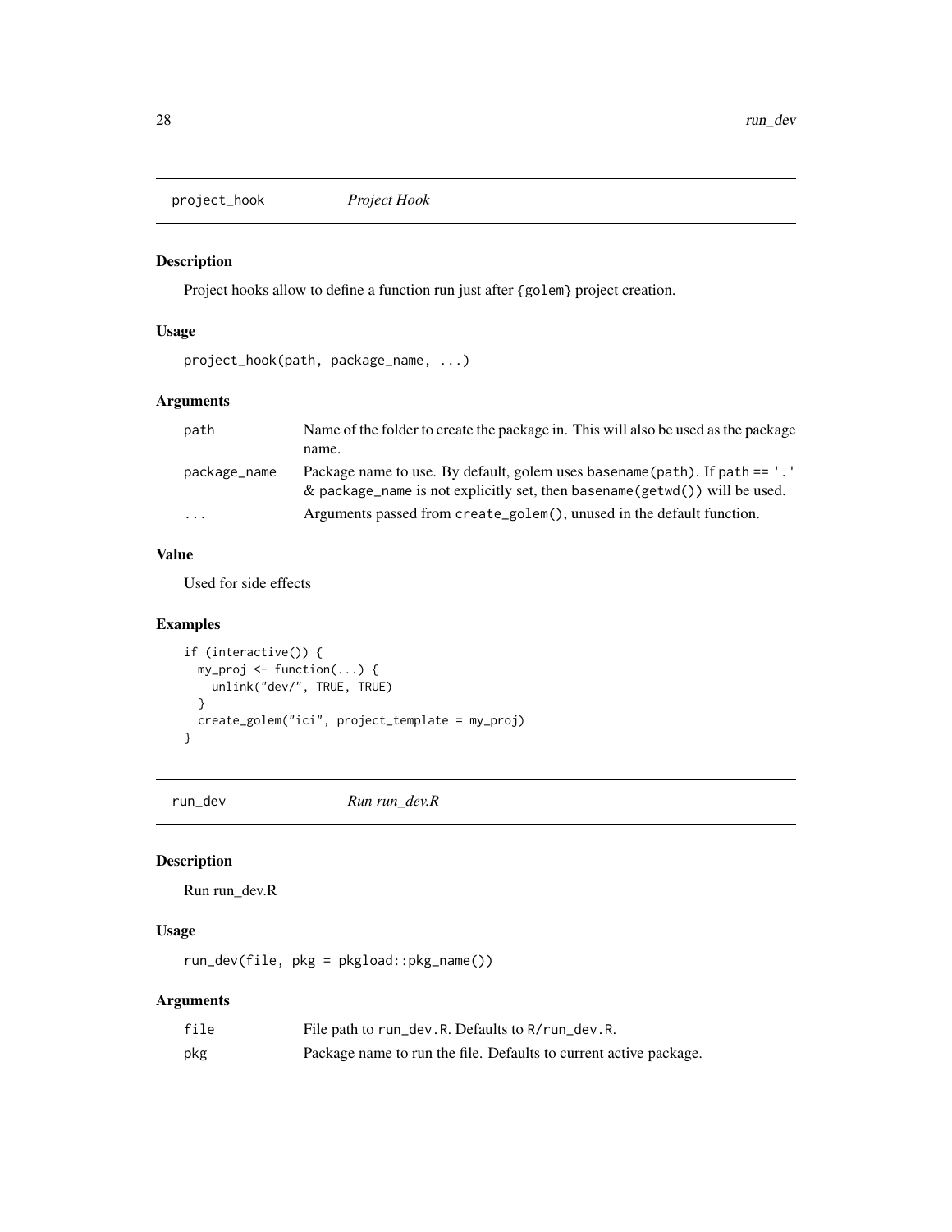## project_hook — *Project Hook*

### Description

Project hooks allow to define a function run just after {golem} project creation.

### Usage

```
project_hook(path, package_name, ...)
```

### Arguments

| | |
|---|---|
| path | Name of the folder to create the package in. This will also be used as the package name. |
| package_name | Package name to use. By default, golem uses basename(path). If path == '.' & package_name is not explicitly set, then basename(getwd()) will be used. |
| ... | Arguments passed from create_golem(), unused in the default function. |

### Value

Used for side effects

### Examples

```
if (interactive()) {
  my_proj <- function(...) {
    unlink("dev/", TRUE, TRUE)
  }
  create_golem("ici", project_template = my_proj)
}
```

## run_dev — *Run run_dev.R*

### Description

Run run_dev.R

### Usage

```
run_dev(file, pkg = pkgload::pkg_name())
```

### Arguments

| | |
|---|---|
| file | File path to run_dev.R. Defaults to R/run_dev.R. |
| pkg | Package name to run the file. Defaults to current active package. |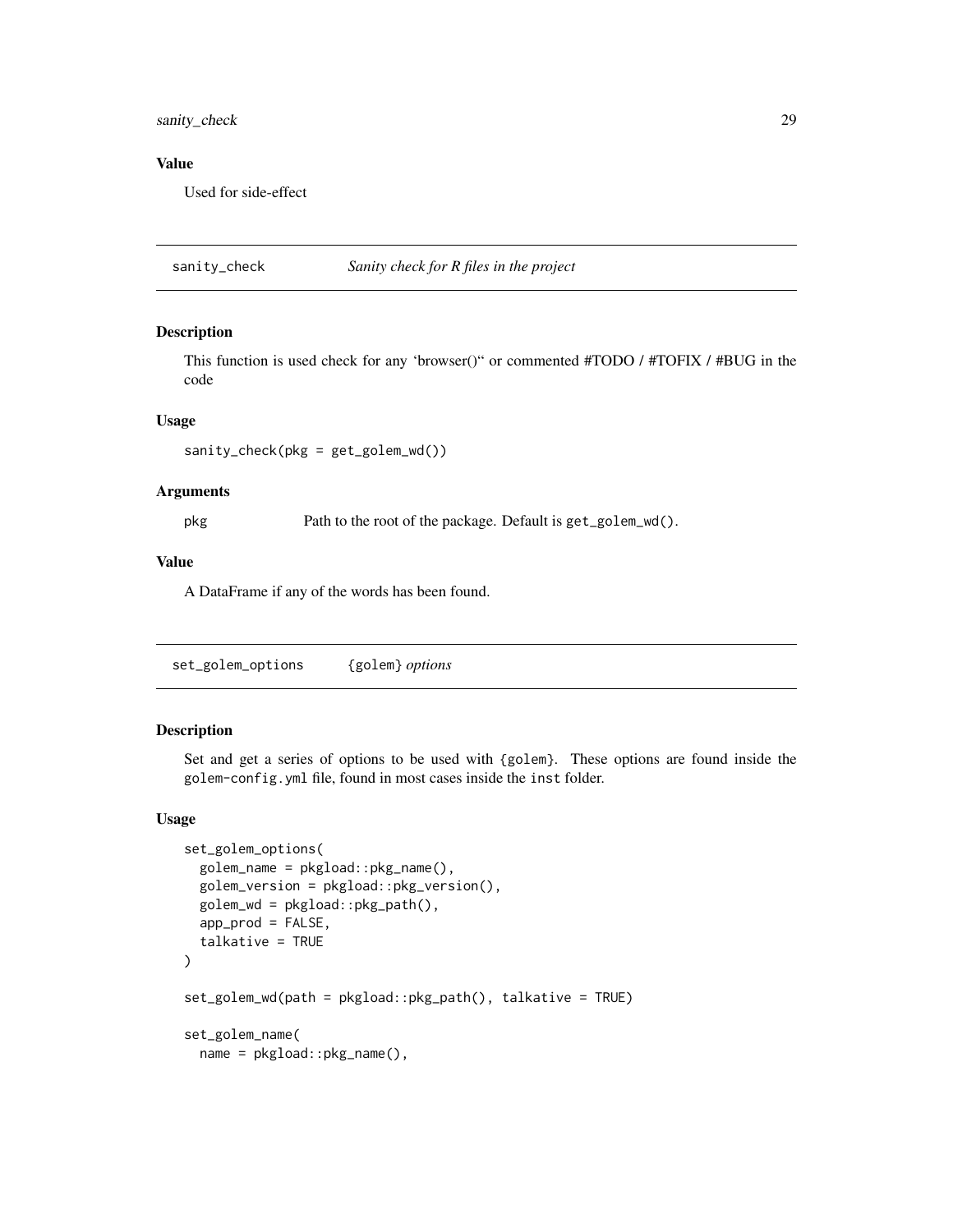### Value

Used for side-effect

## sanity_check *Sanity check for R files in the project*

### Description

This function is used check for any 'browser()" or commented #TODO / #TOFIX / #BUG in the code

### Usage

```
sanity_check(pkg = get_golem_wd())
```

### Arguments

pkg Path to the root of the package. Default is `get_golem_wd()`.

### Value

A DataFrame if any of the words has been found.

## set_golem_options {golem} *options*

### Description

Set and get a series of options to be used with {golem}. These options are found inside the golem-config.yml file, found in most cases inside the inst folder.

### Usage

```
set_golem_options(
  golem_name = pkgload::pkg_name(),
  golem_version = pkgload::pkg_version(),
  golem_wd = pkgload::pkg_path(),
  app_prod = FALSE,
  talkative = TRUE
)

set_golem_wd(path = pkgload::pkg_path(), talkative = TRUE)

set_golem_name(
  name = pkgload::pkg_name(),
```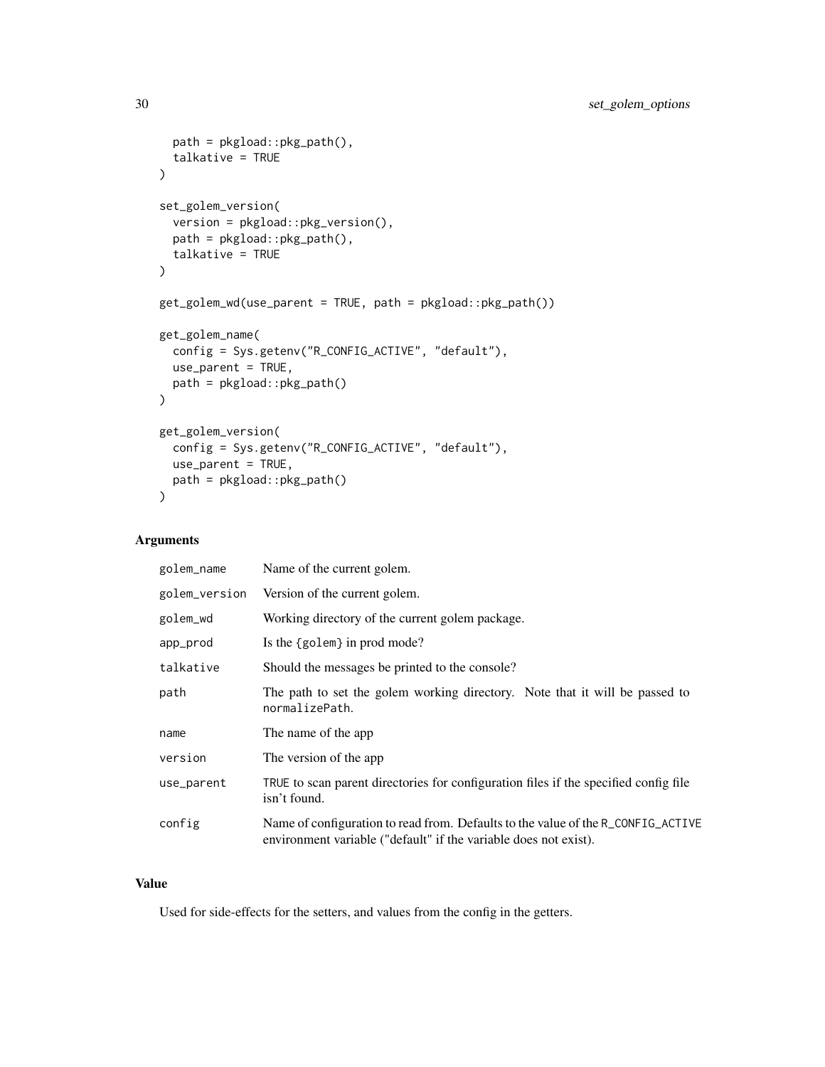```
  path = pkgload::pkg_path(),
  talkative = TRUE
)

set_golem_version(
  version = pkgload::pkg_version(),
  path = pkgload::pkg_path(),
  talkative = TRUE
)

get_golem_wd(use_parent = TRUE, path = pkgload::pkg_path())

get_golem_name(
  config = Sys.getenv("R_CONFIG_ACTIVE", "default"),
  use_parent = TRUE,
  path = pkgload::pkg_path()
)

get_golem_version(
  config = Sys.getenv("R_CONFIG_ACTIVE", "default"),
  use_parent = TRUE,
  path = pkgload::pkg_path()
)
```

## Arguments

| | |
|---|---|
| `golem_name` | Name of the current golem. |
| `golem_version` | Version of the current golem. |
| `golem_wd` | Working directory of the current golem package. |
| `app_prod` | Is the `{golem}` in prod mode? |
| `talkative` | Should the messages be printed to the console? |
| `path` | The path to set the golem working directory. Note that it will be passed to `normalizePath`. |
| `name` | The name of the app |
| `version` | The version of the app |
| `use_parent` | `TRUE` to scan parent directories for configuration files if the specified config file isn't found. |
| `config` | Name of configuration to read from. Defaults to the value of the `R_CONFIG_ACTIVE` environment variable ("default" if the variable does not exist). |

## Value

Used for side-effects for the setters, and values from the config in the getters.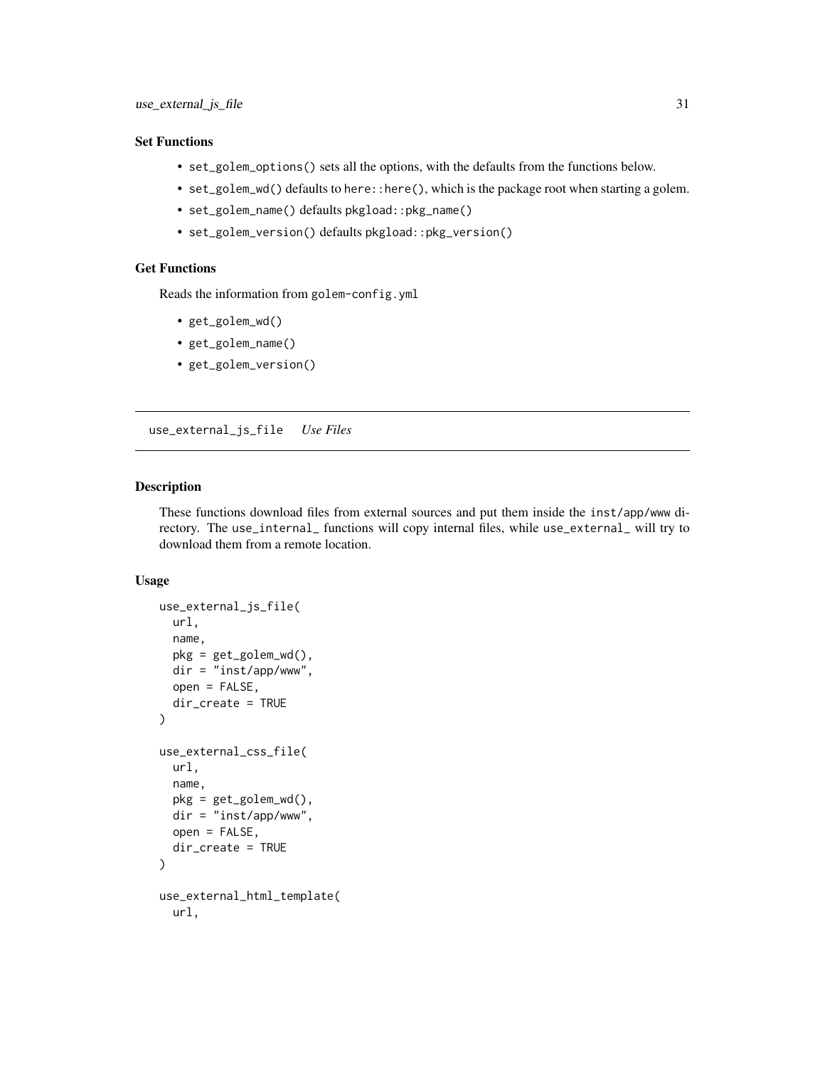### Set Functions

- `set_golem_options()` sets all the options, with the defaults from the functions below.
- `set_golem_wd()` defaults to `here::here()`, which is the package root when starting a golem.
- `set_golem_name()` defaults `pkgload::pkg_name()`
- `set_golem_version()` defaults `pkgload::pkg_version()`

### Get Functions

Reads the information from `golem-config.yml`

- `get_golem_wd()`
- `get_golem_name()`
- `get_golem_version()`

---

## use_external_js_file *Use Files*

### Description

These functions download files from external sources and put them inside the `inst/app/www` directory. The `use_internal_` functions will copy internal files, while `use_external_` will try to download them from a remote location.

### Usage

```
use_external_js_file(
  url,
  name,
  pkg = get_golem_wd(),
  dir = "inst/app/www",
  open = FALSE,
  dir_create = TRUE
)

use_external_css_file(
  url,
  name,
  pkg = get_golem_wd(),
  dir = "inst/app/www",
  open = FALSE,
  dir_create = TRUE
)

use_external_html_template(
  url,
```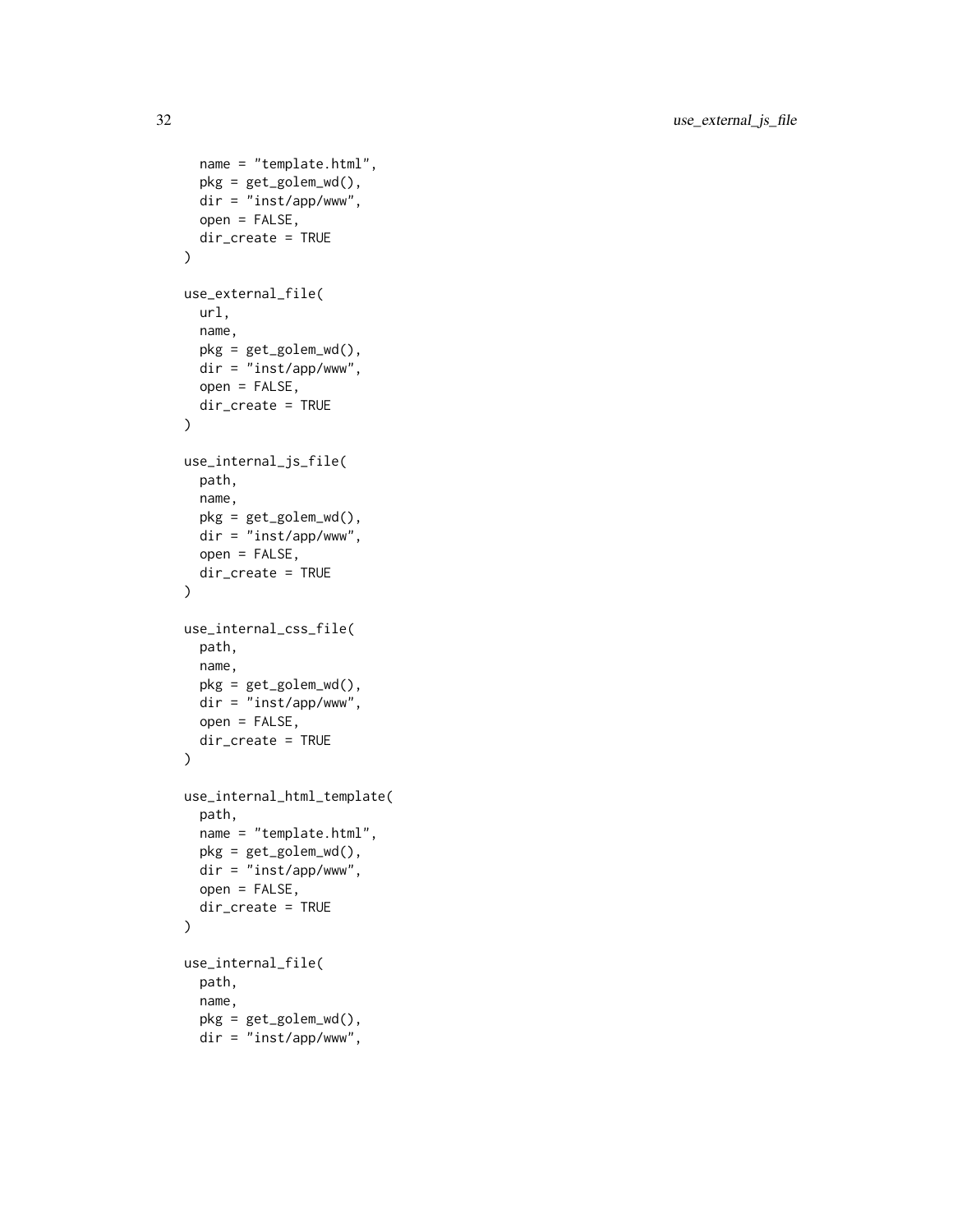```
  name = "template.html",
  pkg = get_golem_wd(),
  dir = "inst/app/www",
  open = FALSE,
  dir_create = TRUE
)

use_external_file(
  url,
  name,
  pkg = get_golem_wd(),
  dir = "inst/app/www",
  open = FALSE,
  dir_create = TRUE
)

use_internal_js_file(
  path,
  name,
  pkg = get_golem_wd(),
  dir = "inst/app/www",
  open = FALSE,
  dir_create = TRUE
)

use_internal_css_file(
  path,
  name,
  pkg = get_golem_wd(),
  dir = "inst/app/www",
  open = FALSE,
  dir_create = TRUE
)

use_internal_html_template(
  path,
  name = "template.html",
  pkg = get_golem_wd(),
  dir = "inst/app/www",
  open = FALSE,
  dir_create = TRUE
)

use_internal_file(
  path,
  name,
  pkg = get_golem_wd(),
  dir = "inst/app/www",
```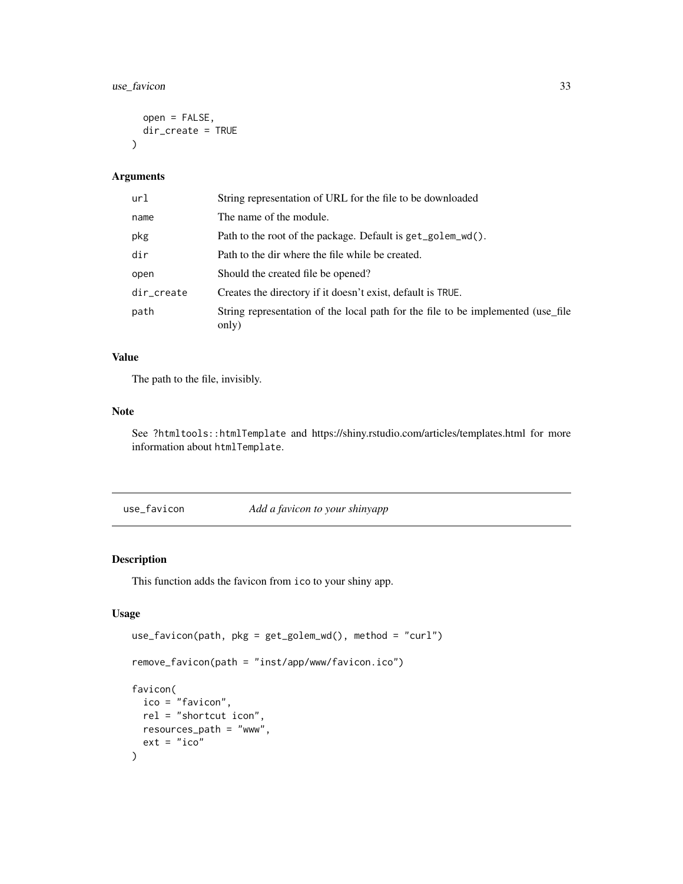```
  open = FALSE,
  dir_create = TRUE
)
```

### Arguments

| | |
|---|---|
| url | String representation of URL for the file to be downloaded |
| name | The name of the module. |
| pkg | Path to the root of the package. Default is `get_golem_wd()`. |
| dir | Path to the dir where the file while be created. |
| open | Should the created file be opened? |
| dir_create | Creates the directory if it doesn't exist, default is `TRUE`. |
| path | String representation of the local path for the file to be implemented (use_file only) |

### Value

The path to the file, invisibly.

### Note

See `?htmltools::htmlTemplate` and https://shiny.rstudio.com/articles/templates.html for more information about `htmlTemplate`.

---

## use_favicon *Add a favicon to your shinyapp*

### Description

This function adds the favicon from `ico` to your shiny app.

### Usage

```
use_favicon(path, pkg = get_golem_wd(), method = "curl")

remove_favicon(path = "inst/app/www/favicon.ico")

favicon(
  ico = "favicon",
  rel = "shortcut icon",
  resources_path = "www",
  ext = "ico"
)
```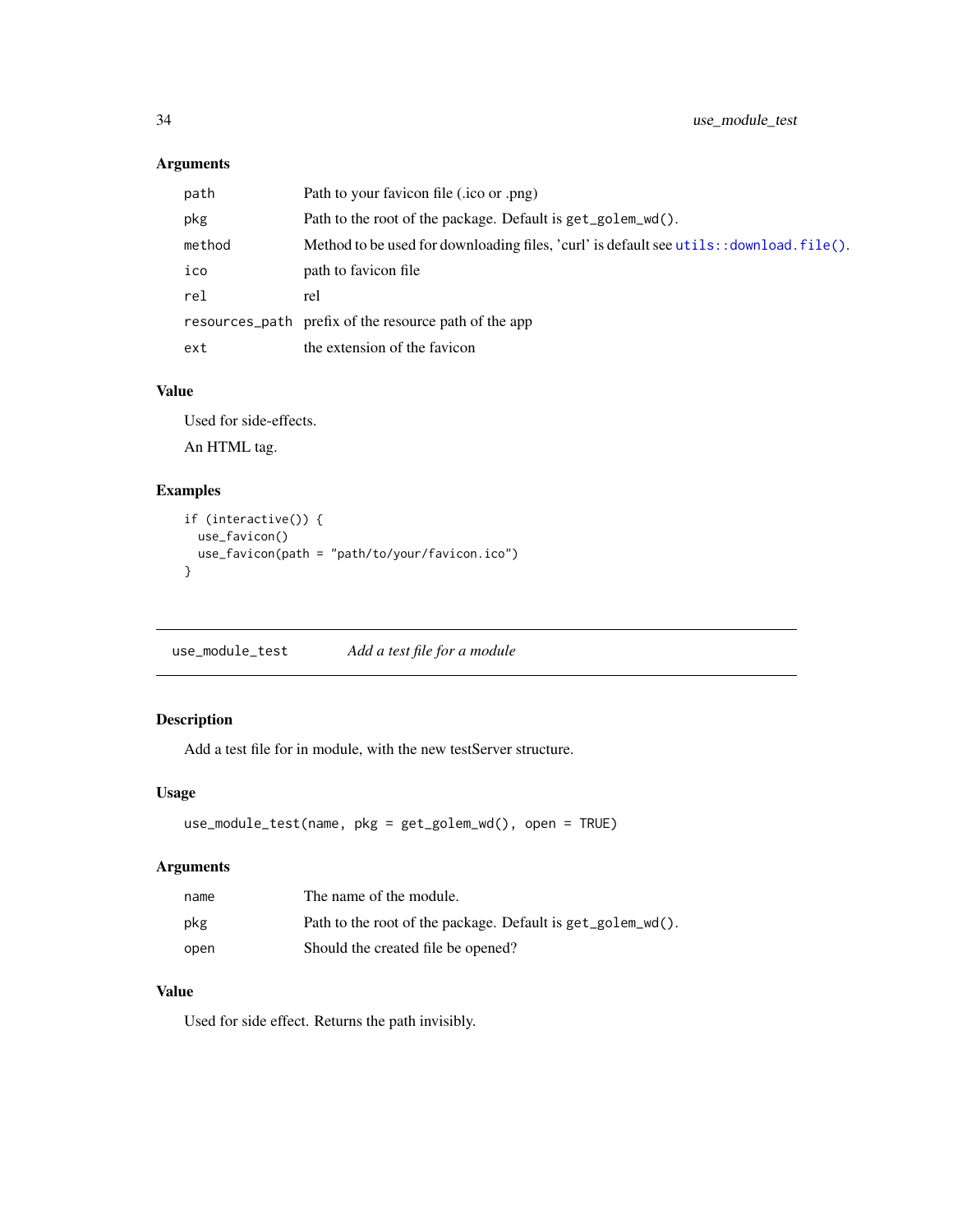### Arguments

| | |
|---|---|
| path | Path to your favicon file (.ico or .png) |
| pkg | Path to the root of the package. Default is `get_golem_wd()`. |
| method | Method to be used for downloading files, 'curl' is default see `utils::download.file()`. |
| ico | path to favicon file |
| rel | rel |
| resources_path | prefix of the resource path of the app |
| ext | the extension of the favicon |

### Value

Used for side-effects.

An HTML tag.

### Examples

```
if (interactive()) {
  use_favicon()
  use_favicon(path = "path/to/your/favicon.ico")
}
```

---

## use_module_test *Add a test file for a module*

---

### Description

Add a test file for in module, with the new testServer structure.

### Usage

```
use_module_test(name, pkg = get_golem_wd(), open = TRUE)
```

### Arguments

| | |
|---|---|
| name | The name of the module. |
| pkg | Path to the root of the package. Default is `get_golem_wd()`. |
| open | Should the created file be opened? |

### Value

Used for side effect. Returns the path invisibly.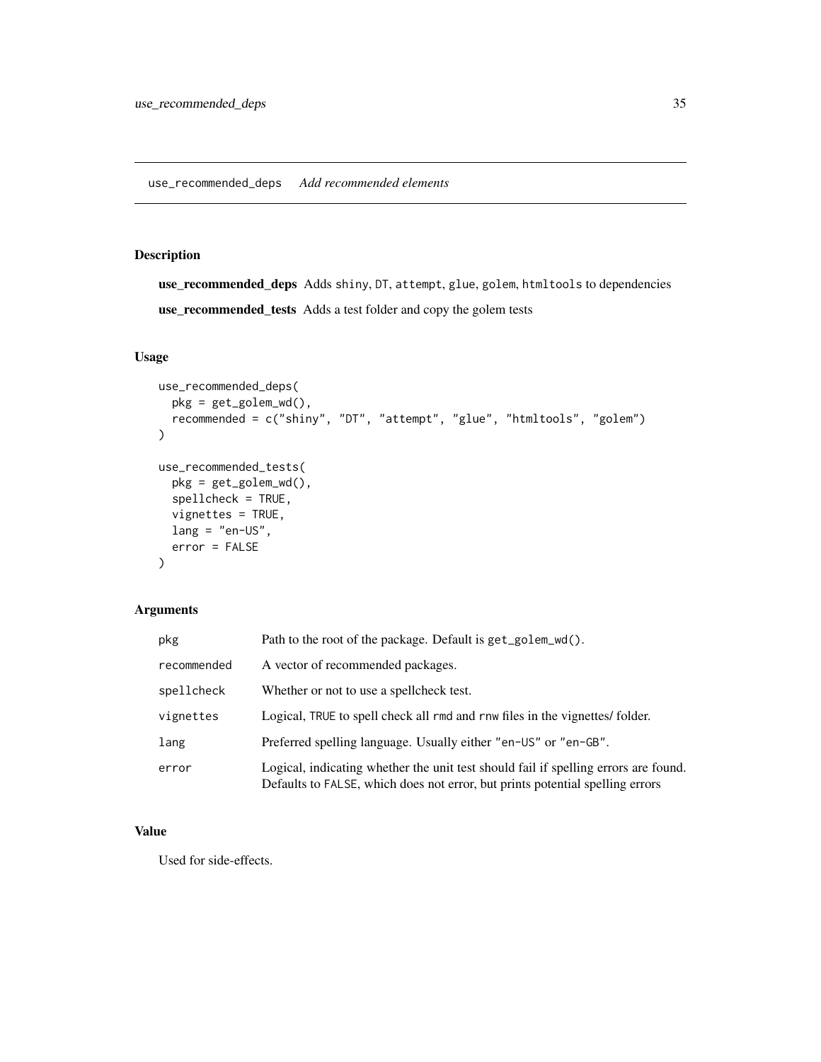## use_recommended_deps *Add recommended elements*

### Description

**use_recommended_deps** Adds `shiny`, `DT`, `attempt`, `glue`, `golem`, `htmltools` to dependencies

**use_recommended_tests** Adds a test folder and copy the golem tests

### Usage

```
use_recommended_deps(
  pkg = get_golem_wd(),
  recommended = c("shiny", "DT", "attempt", "glue", "htmltools", "golem")
)

use_recommended_tests(
  pkg = get_golem_wd(),
  spellcheck = TRUE,
  vignettes = TRUE,
  lang = "en-US",
  error = FALSE
)
```

### Arguments

| | |
|---|---|
| `pkg` | Path to the root of the package. Default is `get_golem_wd()`. |
| `recommended` | A vector of recommended packages. |
| `spellcheck` | Whether or not to use a spellcheck test. |
| `vignettes` | Logical, `TRUE` to spell check all `rmd` and `rnw` files in the vignettes/ folder. |
| `lang` | Preferred spelling language. Usually either `"en-US"` or `"en-GB"`. |
| `error` | Logical, indicating whether the unit test should fail if spelling errors are found. Defaults to `FALSE`, which does not error, but prints potential spelling errors |

### Value

Used for side-effects.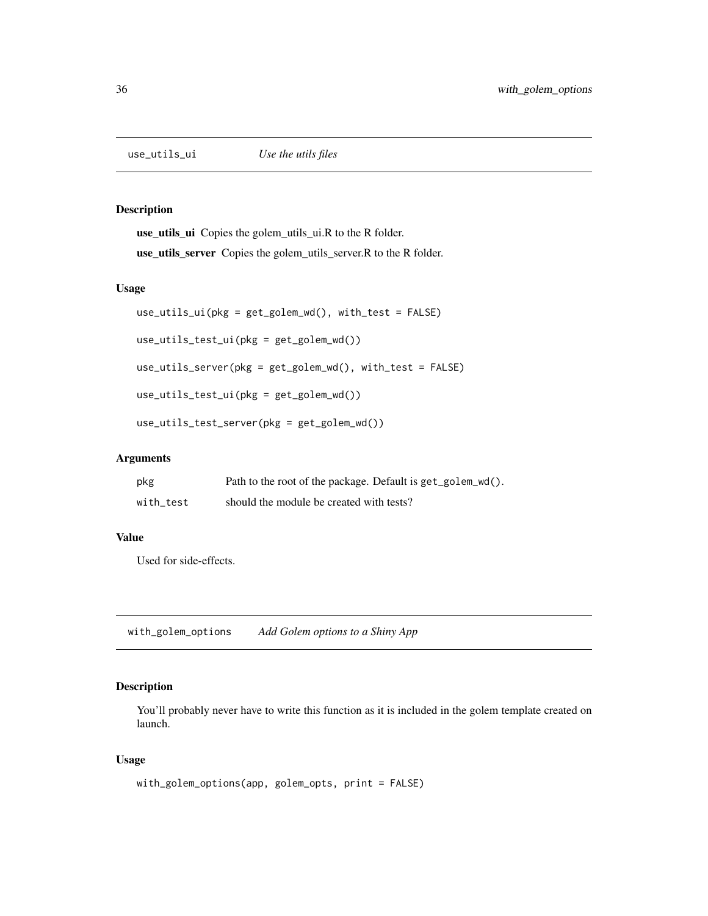## use_utils_ui *Use the utils files*

### Description

**use_utils_ui** Copies the golem_utils_ui.R to the R folder.

**use_utils_server** Copies the golem_utils_server.R to the R folder.

### Usage

```
use_utils_ui(pkg = get_golem_wd(), with_test = FALSE)

use_utils_test_ui(pkg = get_golem_wd())

use_utils_server(pkg = get_golem_wd(), with_test = FALSE)

use_utils_test_ui(pkg = get_golem_wd())

use_utils_test_server(pkg = get_golem_wd())
```

### Arguments

| | |
|---|---|
| `pkg` | Path to the root of the package. Default is `get_golem_wd()`. |
| `with_test` | should the module be created with tests? |

### Value

Used for side-effects.

## with_golem_options *Add Golem options to a Shiny App*

### Description

You'll probably never have to write this function as it is included in the golem template created on launch.

### Usage

```
with_golem_options(app, golem_opts, print = FALSE)
```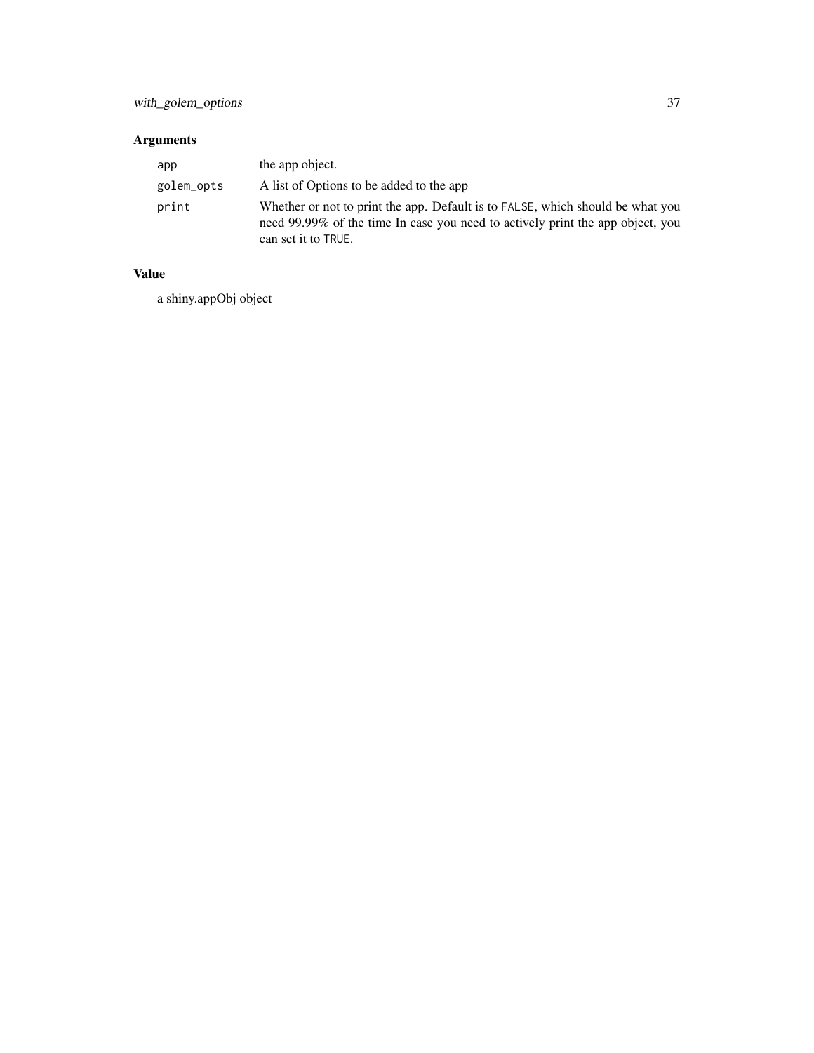## Arguments

| | |
|---|---|
| `app` | the app object. |
| `golem_opts` | A list of Options to be added to the app |
| `print` | Whether or not to print the app. Default is to `FALSE`, which should be what you need 99.99% of the time In case you need to actively print the app object, you can set it to `TRUE`. |

## Value

a shiny.appObj object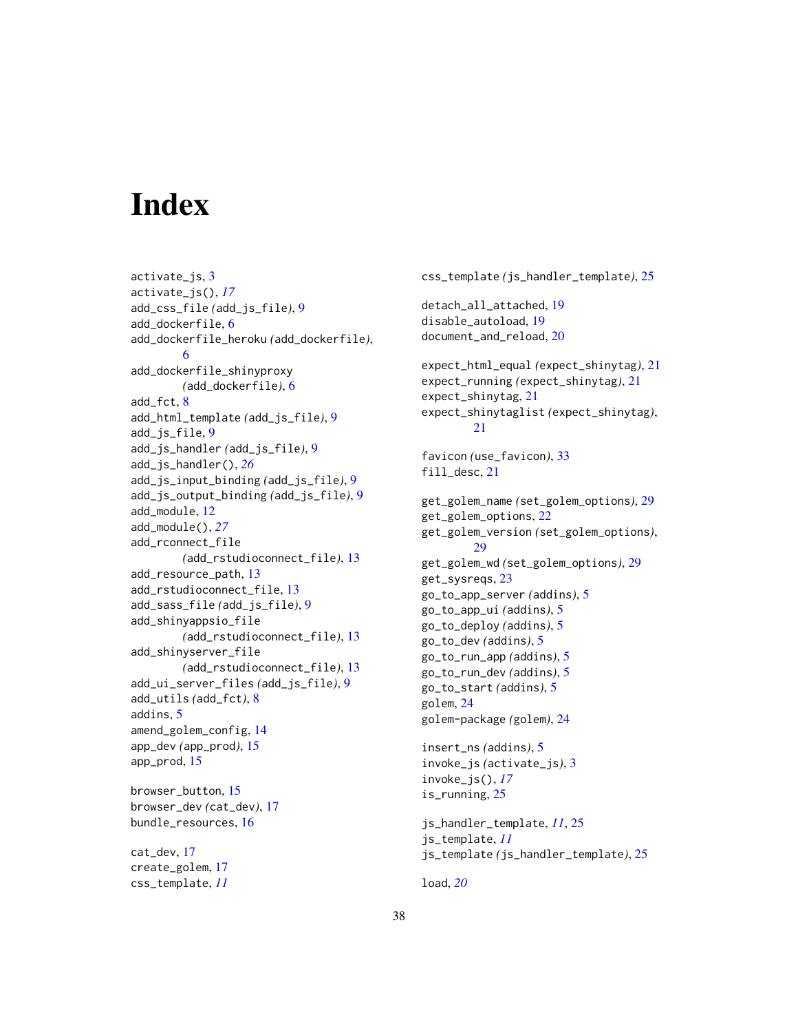# Index

activate_js, 3
activate_js(), *17*
add_css_file *(*add_js_file*)*, 9
add_dockerfile, 6
add_dockerfile_heroku *(*add_dockerfile*)*, 6
add_dockerfile_shinyproxy *(*add_dockerfile*)*, 6
add_fct, 8
add_html_template *(*add_js_file*)*, 9
add_js_file, 9
add_js_handler *(*add_js_file*)*, 9
add_js_handler(), *26*
add_js_input_binding *(*add_js_file*)*, 9
add_js_output_binding *(*add_js_file*)*, 9
add_module, 12
add_module(), *27*
add_rconnect_file *(*add_rstudioconnect_file*)*, 13
add_resource_path, 13
add_rstudioconnect_file, 13
add_sass_file *(*add_js_file*)*, 9
add_shinyappsio_file *(*add_rstudioconnect_file*)*, 13
add_shinyserver_file *(*add_rstudioconnect_file*)*, 13
add_ui_server_files *(*add_js_file*)*, 9
add_utils *(*add_fct*)*, 8
addins, 5
amend_golem_config, 14
app_dev *(*app_prod*)*, 15
app_prod, 15

browser_button, 15
browser_dev *(*cat_dev*)*, 17
bundle_resources, 16

cat_dev, 17
create_golem, 17
css_template, *11*
css_template *(*js_handler_template*)*, 25

detach_all_attached, 19
disable_autoload, 19
document_and_reload, 20

expect_html_equal *(*expect_shinytag*)*, 21
expect_running *(*expect_shinytag*)*, 21
expect_shinytag, 21
expect_shinytaglist *(*expect_shinytag*)*, 21

favicon *(*use_favicon*)*, 33
fill_desc, 21

get_golem_name *(*set_golem_options*)*, 29
get_golem_options, 22
get_golem_version *(*set_golem_options*)*, 29
get_golem_wd *(*set_golem_options*)*, 29
get_sysreqs, 23
go_to_app_server *(*addins*)*, 5
go_to_app_ui *(*addins*)*, 5
go_to_deploy *(*addins*)*, 5
go_to_dev *(*addins*)*, 5
go_to_run_app *(*addins*)*, 5
go_to_run_dev *(*addins*)*, 5
go_to_start *(*addins*)*, 5
golem, 24
golem-package *(*golem*)*, 24

insert_ns *(*addins*)*, 5
invoke_js *(*activate_js*)*, 3
invoke_js(), *17*
is_running, 25

js_handler_template, *11*, 25
js_template, *11*
js_template *(*js_handler_template*)*, 25

load, *20*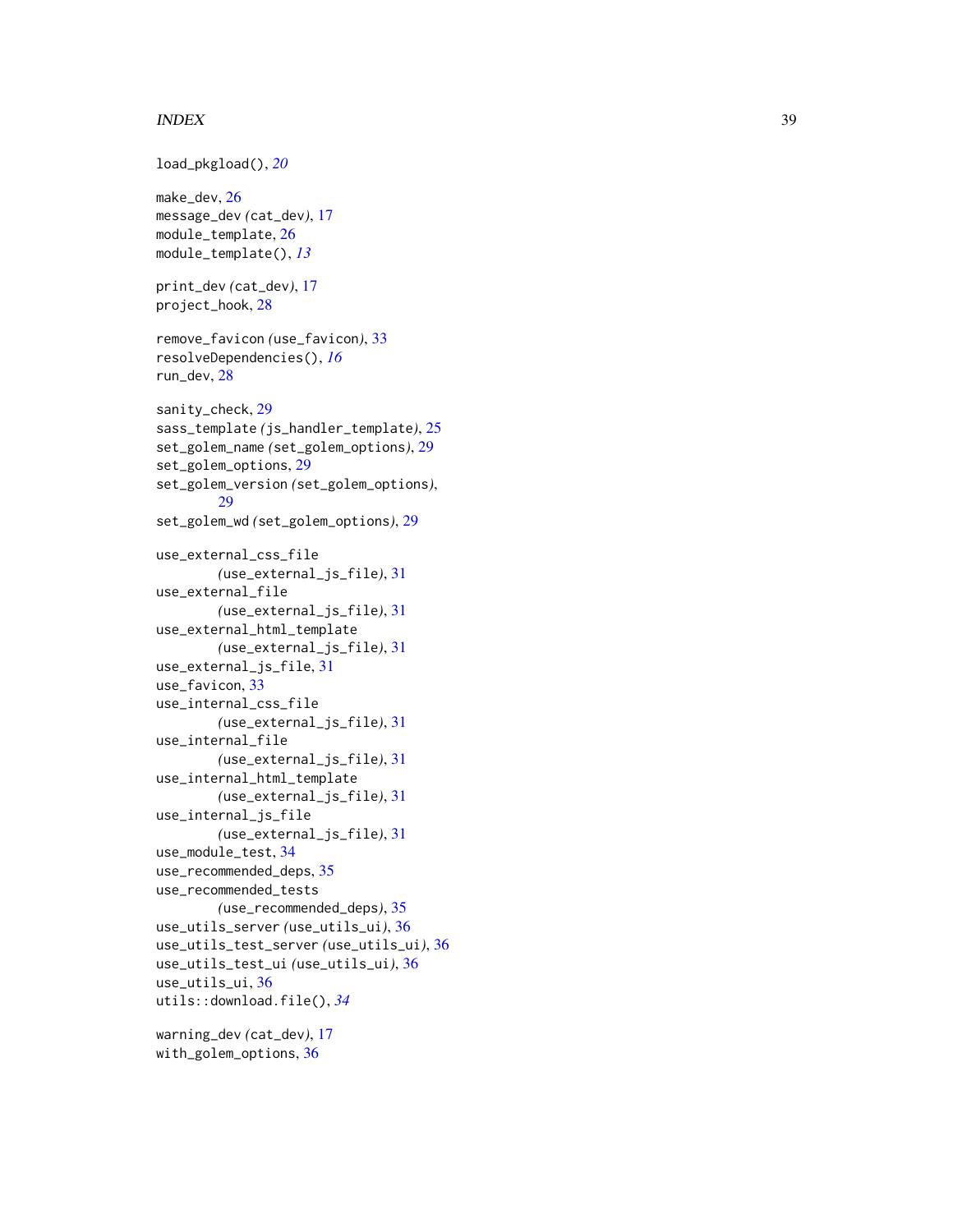load_pkgload(), *20*

make_dev, 26
message_dev (cat_dev), 17
module_template, 26
module_template(), *13*

print_dev (cat_dev), 17
project_hook, 28

remove_favicon (use_favicon), 33
resolveDependencies(), *16*
run_dev, 28

sanity_check, 29
sass_template (js_handler_template), 25
set_golem_name (set_golem_options), 29
set_golem_options, 29
set_golem_version (set_golem_options), 29
set_golem_wd (set_golem_options), 29

use_external_css_file (use_external_js_file), 31
use_external_file (use_external_js_file), 31
use_external_html_template (use_external_js_file), 31
use_external_js_file, 31
use_favicon, 33
use_internal_css_file (use_external_js_file), 31
use_internal_file (use_external_js_file), 31
use_internal_html_template (use_external_js_file), 31
use_internal_js_file (use_external_js_file), 31
use_module_test, 34
use_recommended_deps, 35
use_recommended_tests (use_recommended_deps), 35
use_utils_server (use_utils_ui), 36
use_utils_test_server (use_utils_ui), 36
use_utils_test_ui (use_utils_ui), 36
use_utils_ui, 36
utils::download.file(), *34*

warning_dev (cat_dev), 17
with_golem_options, 36